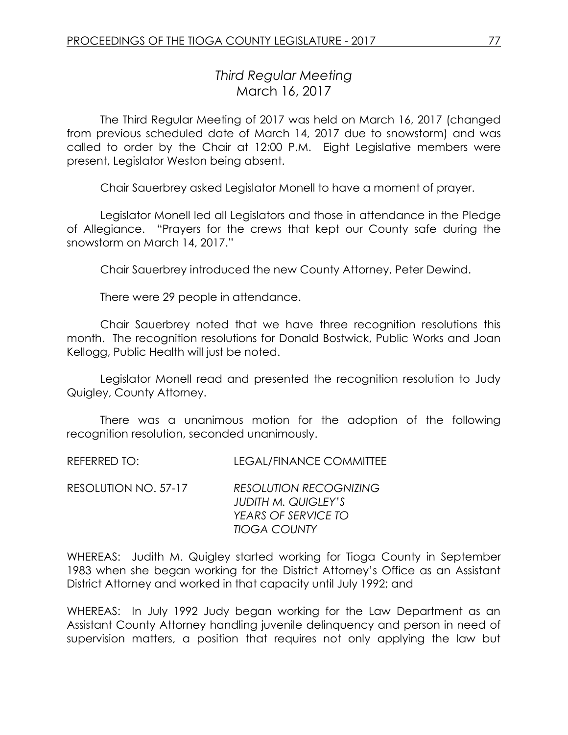# *Third Regular Meeting*
## March 16, 2017

The Third Regular Meeting of 2017 was held on March 16, 2017 (changed from previous scheduled date of March 14, 2017 due to snowstorm) and was called to order by the Chair at 12:00 P.M. Eight Legislative members were present, Legislator Weston being absent.

Chair Sauerbrey asked Legislator Monell to have a moment of prayer.

Legislator Monell led all Legislators and those in attendance in the Pledge of Allegiance. "Prayers for the crews that kept our County safe during the snowstorm on March 14, 2017."

Chair Sauerbrey introduced the new County Attorney, Peter Dewind.

There were 29 people in attendance.

Chair Sauerbrey noted that we have three recognition resolutions this month. The recognition resolutions for Donald Bostwick, Public Works and Joan Kellogg, Public Health will just be noted.

Legislator Monell read and presented the recognition resolution to Judy Quigley, County Attorney.

There was a unanimous motion for the adoption of the following recognition resolution, seconded unanimously.

REFERRED TO: LEGAL/FINANCE COMMITTEE

RESOLUTION NO. 57-17 *RESOLUTION RECOGNIZING JUDITH M. QUIGLEY'S YEARS OF SERVICE TO TIOGA COUNTY*

WHEREAS: Judith M. Quigley started working for Tioga County in September 1983 when she began working for the District Attorney's Office as an Assistant District Attorney and worked in that capacity until July 1992; and

WHEREAS: In July 1992 Judy began working for the Law Department as an Assistant County Attorney handling juvenile delinquency and person in need of supervision matters, a position that requires not only applying the law but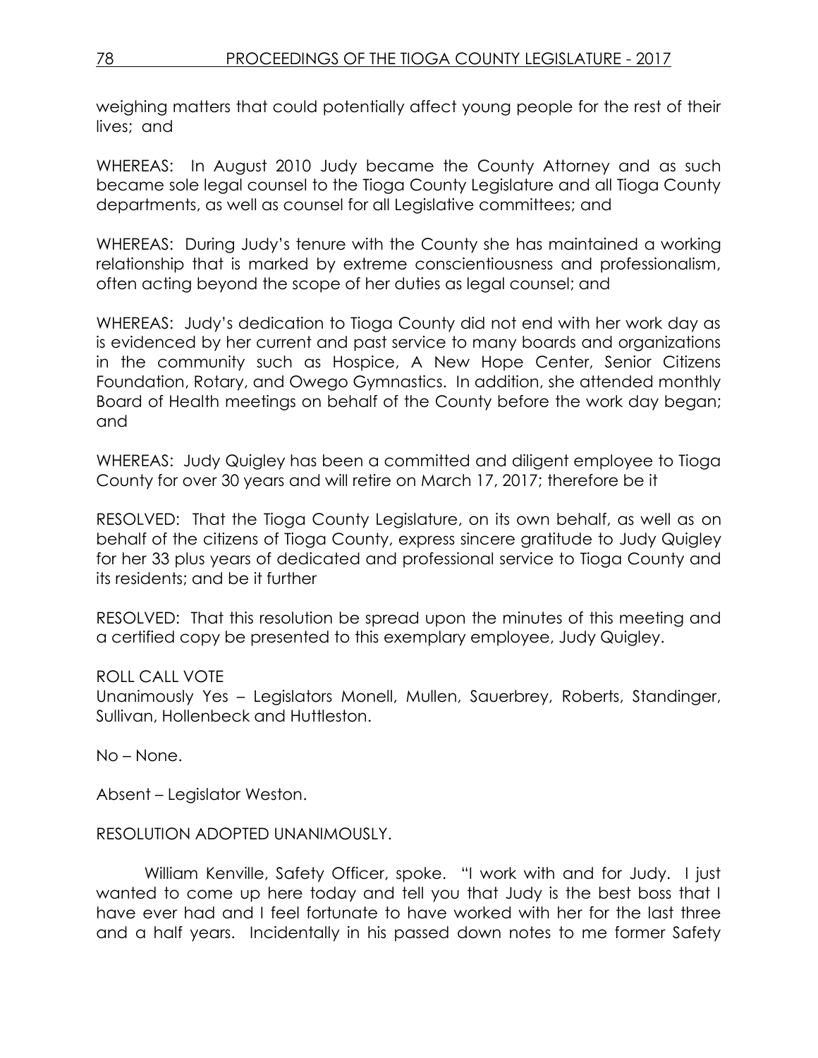weighing matters that could potentially affect young people for the rest of their lives; and

WHEREAS: In August 2010 Judy became the County Attorney and as such became sole legal counsel to the Tioga County Legislature and all Tioga County departments, as well as counsel for all Legislative committees; and

WHEREAS: During Judy's tenure with the County she has maintained a working relationship that is marked by extreme conscientiousness and professionalism, often acting beyond the scope of her duties as legal counsel; and

WHEREAS: Judy's dedication to Tioga County did not end with her work day as is evidenced by her current and past service to many boards and organizations in the community such as Hospice, A New Hope Center, Senior Citizens Foundation, Rotary, and Owego Gymnastics. In addition, she attended monthly Board of Health meetings on behalf of the County before the work day began; and

WHEREAS: Judy Quigley has been a committed and diligent employee to Tioga County for over 30 years and will retire on March 17, 2017; therefore be it

RESOLVED: That the Tioga County Legislature, on its own behalf, as well as on behalf of the citizens of Tioga County, express sincere gratitude to Judy Quigley for her 33 plus years of dedicated and professional service to Tioga County and its residents; and be it further

RESOLVED: That this resolution be spread upon the minutes of this meeting and a certified copy be presented to this exemplary employee, Judy Quigley.

ROLL CALL VOTE
Unanimously Yes – Legislators Monell, Mullen, Sauerbrey, Roberts, Standinger, Sullivan, Hollenbeck and Huttleston.

No – None.

Absent – Legislator Weston.

RESOLUTION ADOPTED UNANIMOUSLY.

William Kenville, Safety Officer, spoke. "I work with and for Judy. I just wanted to come up here today and tell you that Judy is the best boss that I have ever had and I feel fortunate to have worked with her for the last three and a half years. Incidentally in his passed down notes to me former Safety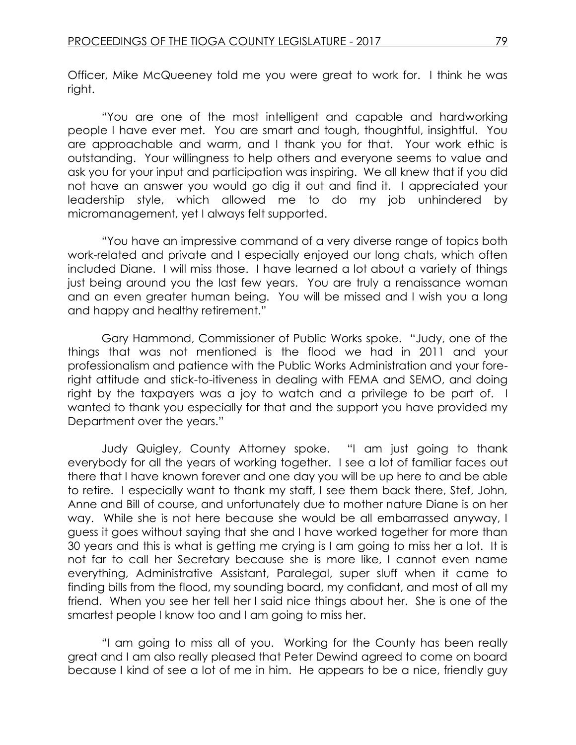Officer, Mike McQueeney told me you were great to work for. I think he was right.

"You are one of the most intelligent and capable and hardworking people I have ever met. You are smart and tough, thoughtful, insightful. You are approachable and warm, and I thank you for that. Your work ethic is outstanding. Your willingness to help others and everyone seems to value and ask you for your input and participation was inspiring. We all knew that if you did not have an answer you would go dig it out and find it. I appreciated your leadership style, which allowed me to do my job unhindered by micromanagement, yet I always felt supported.

"You have an impressive command of a very diverse range of topics both work-related and private and I especially enjoyed our long chats, which often included Diane. I will miss those. I have learned a lot about a variety of things just being around you the last few years. You are truly a renaissance woman and an even greater human being. You will be missed and I wish you a long and happy and healthy retirement."

Gary Hammond, Commissioner of Public Works spoke. "Judy, one of the things that was not mentioned is the flood we had in 2011 and your professionalism and patience with the Public Works Administration and your fore-right attitude and stick-to-itiveness in dealing with FEMA and SEMO, and doing right by the taxpayers was a joy to watch and a privilege to be part of. I wanted to thank you especially for that and the support you have provided my Department over the years."

Judy Quigley, County Attorney spoke. "I am just going to thank everybody for all the years of working together. I see a lot of familiar faces out there that I have known forever and one day you will be up here to and be able to retire. I especially want to thank my staff, I see them back there, Stef, John, Anne and Bill of course, and unfortunately due to mother nature Diane is on her way. While she is not here because she would be all embarrassed anyway, I guess it goes without saying that she and I have worked together for more than 30 years and this is what is getting me crying is I am going to miss her a lot. It is not far to call her Secretary because she is more like, I cannot even name everything, Administrative Assistant, Paralegal, super sluff when it came to finding bills from the flood, my sounding board, my confidant, and most of all my friend. When you see her tell her I said nice things about her. She is one of the smartest people I know too and I am going to miss her.

"I am going to miss all of you. Working for the County has been really great and I am also really pleased that Peter Dewind agreed to come on board because I kind of see a lot of me in him. He appears to be a nice, friendly guy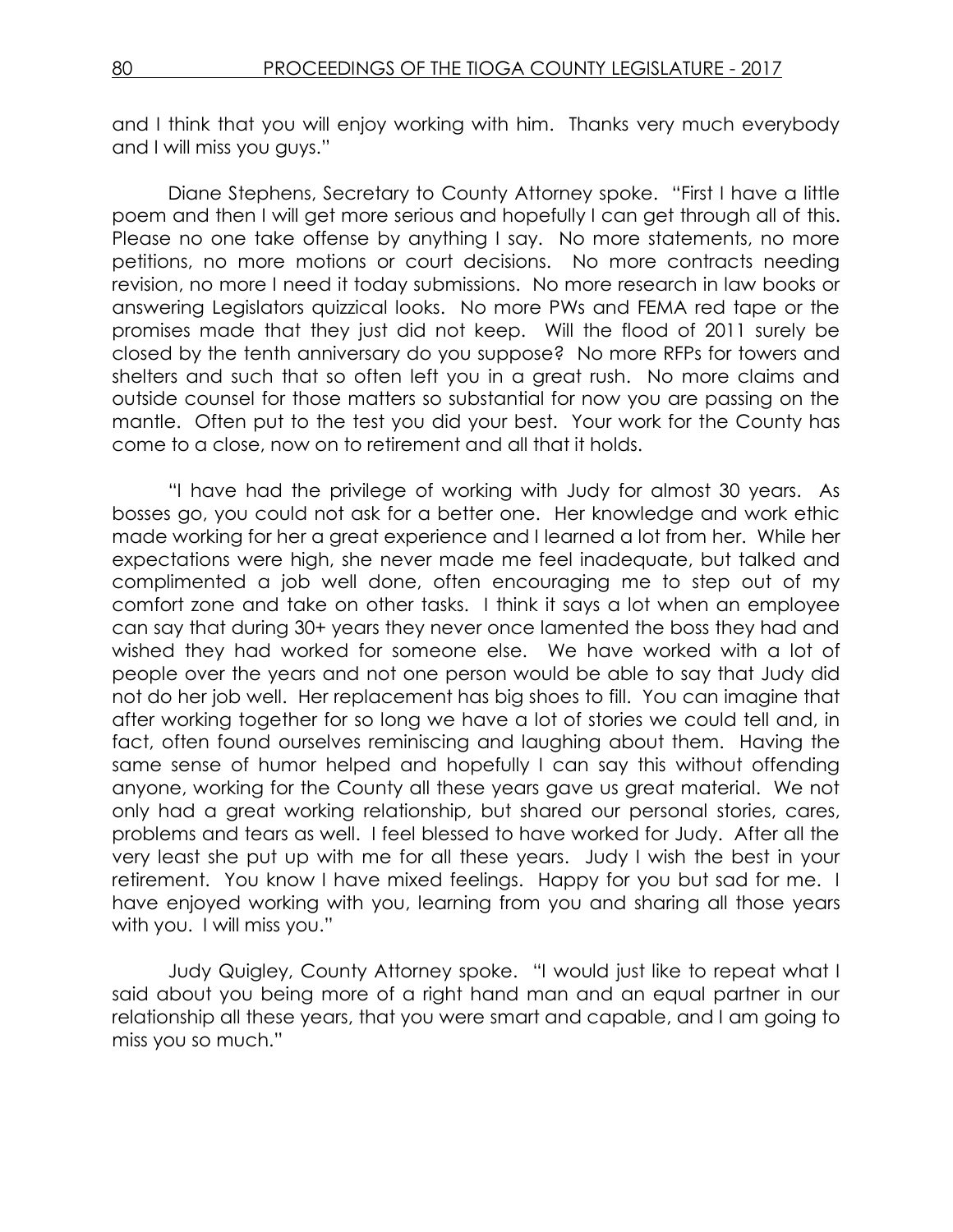and I think that you will enjoy working with him. Thanks very much everybody and I will miss you guys."

Diane Stephens, Secretary to County Attorney spoke. "First I have a little poem and then I will get more serious and hopefully I can get through all of this. Please no one take offense by anything I say. No more statements, no more petitions, no more motions or court decisions. No more contracts needing revision, no more I need it today submissions. No more research in law books or answering Legislators quizzical looks. No more PWs and FEMA red tape or the promises made that they just did not keep. Will the flood of 2011 surely be closed by the tenth anniversary do you suppose? No more RFPs for towers and shelters and such that so often left you in a great rush. No more claims and outside counsel for those matters so substantial for now you are passing on the mantle. Often put to the test you did your best. Your work for the County has come to a close, now on to retirement and all that it holds.

"I have had the privilege of working with Judy for almost 30 years. As bosses go, you could not ask for a better one. Her knowledge and work ethic made working for her a great experience and I learned a lot from her. While her expectations were high, she never made me feel inadequate, but talked and complimented a job well done, often encouraging me to step out of my comfort zone and take on other tasks. I think it says a lot when an employee can say that during 30+ years they never once lamented the boss they had and wished they had worked for someone else. We have worked with a lot of people over the years and not one person would be able to say that Judy did not do her job well. Her replacement has big shoes to fill. You can imagine that after working together for so long we have a lot of stories we could tell and, in fact, often found ourselves reminiscing and laughing about them. Having the same sense of humor helped and hopefully I can say this without offending anyone, working for the County all these years gave us great material. We not only had a great working relationship, but shared our personal stories, cares, problems and tears as well. I feel blessed to have worked for Judy. After all the very least she put up with me for all these years. Judy I wish the best in your retirement. You know I have mixed feelings. Happy for you but sad for me. I have enjoyed working with you, learning from you and sharing all those years with you. I will miss you."

Judy Quigley, County Attorney spoke. "I would just like to repeat what I said about you being more of a right hand man and an equal partner in our relationship all these years, that you were smart and capable, and I am going to miss you so much."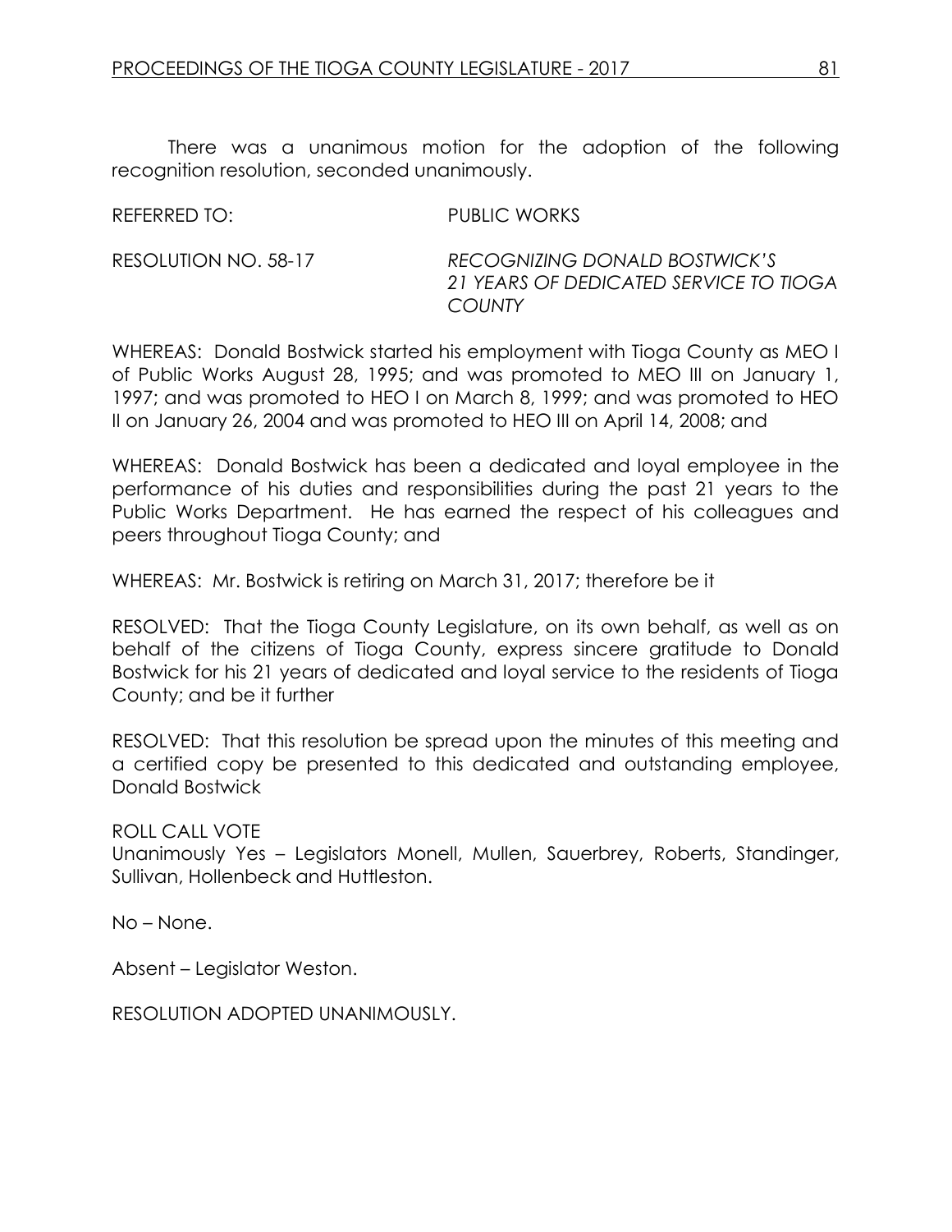There was a unanimous motion for the adoption of the following recognition resolution, seconded unanimously.

REFERRED TO: PUBLIC WORKS

RESOLUTION NO. 58-17 *RECOGNIZING DONALD BOSTWICK'S 21 YEARS OF DEDICATED SERVICE TO TIOGA COUNTY*

WHEREAS: Donald Bostwick started his employment with Tioga County as MEO I of Public Works August 28, 1995; and was promoted to MEO III on January 1, 1997; and was promoted to HEO I on March 8, 1999; and was promoted to HEO II on January 26, 2004 and was promoted to HEO III on April 14, 2008; and

WHEREAS: Donald Bostwick has been a dedicated and loyal employee in the performance of his duties and responsibilities during the past 21 years to the Public Works Department. He has earned the respect of his colleagues and peers throughout Tioga County; and

WHEREAS: Mr. Bostwick is retiring on March 31, 2017; therefore be it

RESOLVED: That the Tioga County Legislature, on its own behalf, as well as on behalf of the citizens of Tioga County, express sincere gratitude to Donald Bostwick for his 21 years of dedicated and loyal service to the residents of Tioga County; and be it further

RESOLVED: That this resolution be spread upon the minutes of this meeting and a certified copy be presented to this dedicated and outstanding employee, Donald Bostwick

ROLL CALL VOTE
Unanimously Yes – Legislators Monell, Mullen, Sauerbrey, Roberts, Standinger, Sullivan, Hollenbeck and Huttleston.

No – None.

Absent – Legislator Weston.

RESOLUTION ADOPTED UNANIMOUSLY.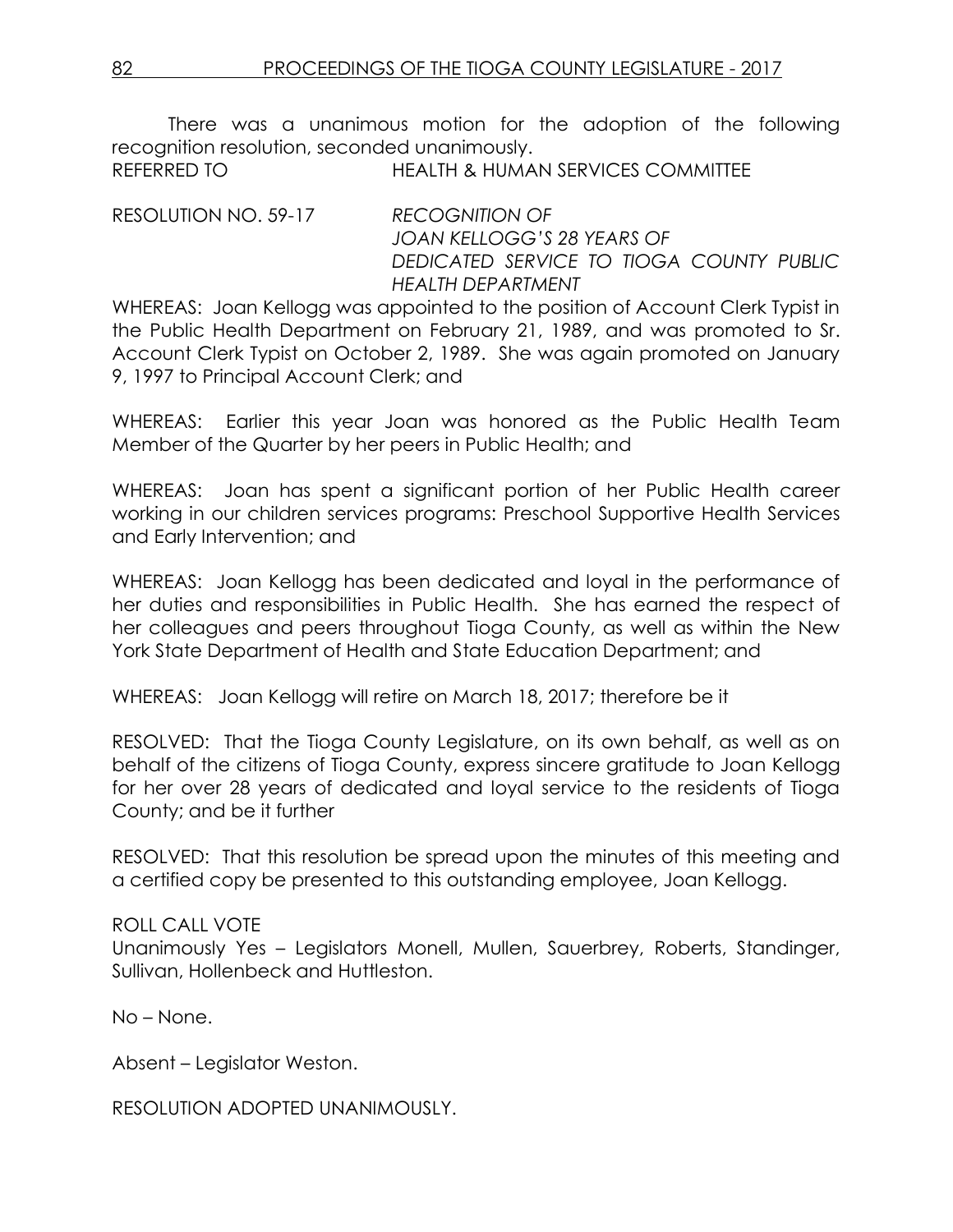There was a unanimous motion for the adoption of the following recognition resolution, seconded unanimously.

REFERRED TO HEALTH & HUMAN SERVICES COMMITTEE

RESOLUTION NO. 59-17 *RECOGNITION OF JOAN KELLOGG'S 28 YEARS OF DEDICATED SERVICE TO TIOGA COUNTY PUBLIC HEALTH DEPARTMENT*

WHEREAS: Joan Kellogg was appointed to the position of Account Clerk Typist in the Public Health Department on February 21, 1989, and was promoted to Sr. Account Clerk Typist on October 2, 1989. She was again promoted on January 9, 1997 to Principal Account Clerk; and

WHEREAS: Earlier this year Joan was honored as the Public Health Team Member of the Quarter by her peers in Public Health; and

WHEREAS: Joan has spent a significant portion of her Public Health career working in our children services programs: Preschool Supportive Health Services and Early Intervention; and

WHEREAS: Joan Kellogg has been dedicated and loyal in the performance of her duties and responsibilities in Public Health. She has earned the respect of her colleagues and peers throughout Tioga County, as well as within the New York State Department of Health and State Education Department; and

WHEREAS: Joan Kellogg will retire on March 18, 2017; therefore be it

RESOLVED: That the Tioga County Legislature, on its own behalf, as well as on behalf of the citizens of Tioga County, express sincere gratitude to Joan Kellogg for her over 28 years of dedicated and loyal service to the residents of Tioga County; and be it further

RESOLVED: That this resolution be spread upon the minutes of this meeting and a certified copy be presented to this outstanding employee, Joan Kellogg.

ROLL CALL VOTE

Unanimously Yes – Legislators Monell, Mullen, Sauerbrey, Roberts, Standinger, Sullivan, Hollenbeck and Huttleston.

No – None.

Absent – Legislator Weston.

RESOLUTION ADOPTED UNANIMOUSLY.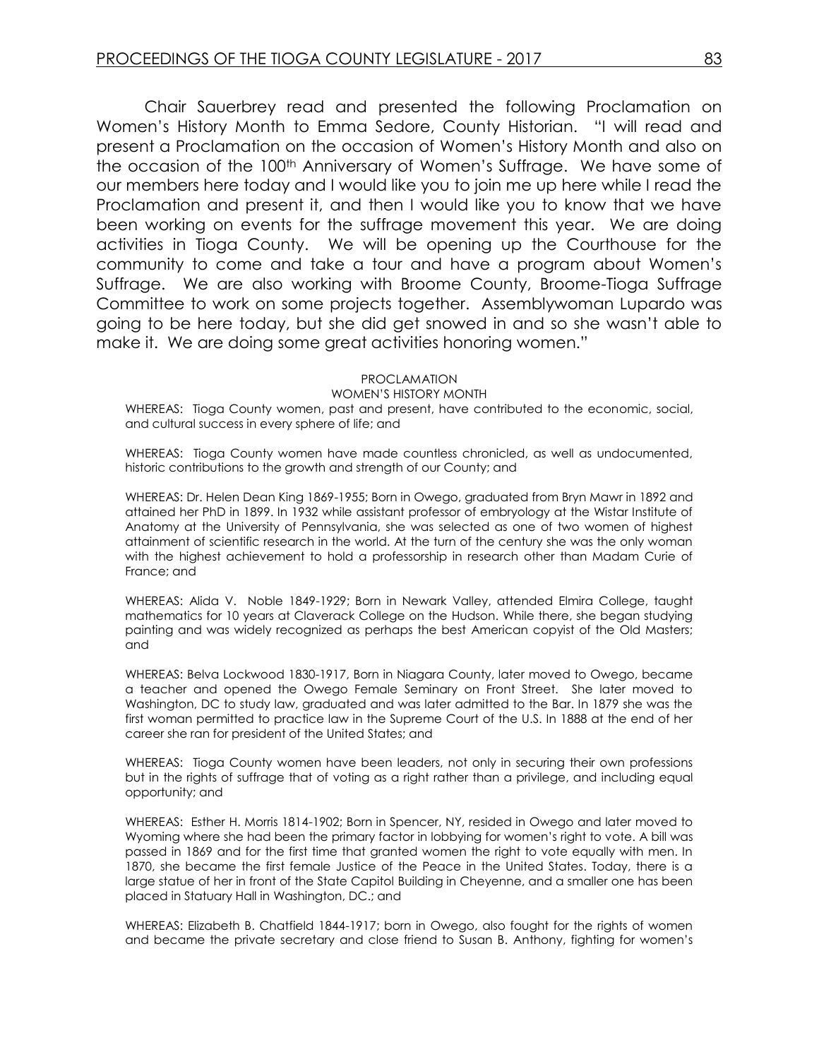Chair Sauerbrey read and presented the following Proclamation on Women's History Month to Emma Sedore, County Historian. "I will read and present a Proclamation on the occasion of Women's History Month and also on the occasion of the 100th Anniversary of Women's Suffrage. We have some of our members here today and I would like you to join me up here while I read the Proclamation and present it, and then I would like you to know that we have been working on events for the suffrage movement this year. We are doing activities in Tioga County. We will be opening up the Courthouse for the community to come and take a tour and have a program about Women's Suffrage. We are also working with Broome County, Broome-Tioga Suffrage Committee to work on some projects together. Assemblywoman Lupardo was going to be here today, but she did get snowed in and so she wasn't able to make it. We are doing some great activities honoring women."

PROCLAMATION
WOMEN'S HISTORY MONTH

WHEREAS: Tioga County women, past and present, have contributed to the economic, social, and cultural success in every sphere of life; and

WHEREAS: Tioga County women have made countless chronicled, as well as undocumented, historic contributions to the growth and strength of our County; and

WHEREAS: Dr. Helen Dean King 1869-1955; Born in Owego, graduated from Bryn Mawr in 1892 and attained her PhD in 1899. In 1932 while assistant professor of embryology at the Wistar Institute of Anatomy at the University of Pennsylvania, she was selected as one of two women of highest attainment of scientific research in the world. At the turn of the century she was the only woman with the highest achievement to hold a professorship in research other than Madam Curie of France; and

WHEREAS: Alida V. Noble 1849-1929; Born in Newark Valley, attended Elmira College, taught mathematics for 10 years at Claverack College on the Hudson. While there, she began studying painting and was widely recognized as perhaps the best American copyist of the Old Masters; and

WHEREAS: Belva Lockwood 1830-1917, Born in Niagara County, later moved to Owego, became a teacher and opened the Owego Female Seminary on Front Street. She later moved to Washington, DC to study law, graduated and was later admitted to the Bar. In 1879 she was the first woman permitted to practice law in the Supreme Court of the U.S. In 1888 at the end of her career she ran for president of the United States; and

WHEREAS: Tioga County women have been leaders, not only in securing their own professions but in the rights of suffrage that of voting as a right rather than a privilege, and including equal opportunity; and

WHEREAS: Esther H. Morris 1814-1902; Born in Spencer, NY, resided in Owego and later moved to Wyoming where she had been the primary factor in lobbying for women's right to vote. A bill was passed in 1869 and for the first time that granted women the right to vote equally with men. In 1870, she became the first female Justice of the Peace in the United States. Today, there is a large statue of her in front of the State Capitol Building in Cheyenne, and a smaller one has been placed in Statuary Hall in Washington, DC.; and

WHEREAS: Elizabeth B. Chatfield 1844-1917; born in Owego, also fought for the rights of women and became the private secretary and close friend to Susan B. Anthony, fighting for women's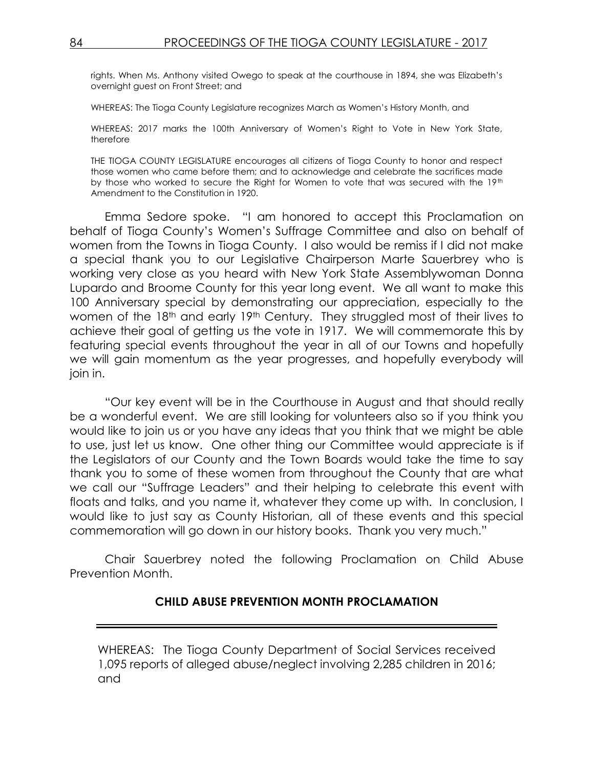rights. When Ms. Anthony visited Owego to speak at the courthouse in 1894, she was Elizabeth's overnight guest on Front Street; and

WHEREAS: The Tioga County Legislature recognizes March as Women's History Month, and

WHEREAS: 2017 marks the 100th Anniversary of Women's Right to Vote in New York State, therefore

THE TIOGA COUNTY LEGISLATURE encourages all citizens of Tioga County to honor and respect those women who came before them; and to acknowledge and celebrate the sacrifices made by those who worked to secure the Right for Women to vote that was secured with the 19th Amendment to the Constitution in 1920.

Emma Sedore spoke. "I am honored to accept this Proclamation on behalf of Tioga County's Women's Suffrage Committee and also on behalf of women from the Towns in Tioga County. I also would be remiss if I did not make a special thank you to our Legislative Chairperson Marte Sauerbrey who is working very close as you heard with New York State Assemblywoman Donna Lupardo and Broome County for this year long event. We all want to make this 100 Anniversary special by demonstrating our appreciation, especially to the women of the 18th and early 19th Century. They struggled most of their lives to achieve their goal of getting us the vote in 1917. We will commemorate this by featuring special events throughout the year in all of our Towns and hopefully we will gain momentum as the year progresses, and hopefully everybody will join in.

"Our key event will be in the Courthouse in August and that should really be a wonderful event. We are still looking for volunteers also so if you think you would like to join us or you have any ideas that you think that we might be able to use, just let us know. One other thing our Committee would appreciate is if the Legislators of our County and the Town Boards would take the time to say thank you to some of these women from throughout the County that are what we call our "Suffrage Leaders" and their helping to celebrate this event with floats and talks, and you name it, whatever they come up with. In conclusion, I would like to just say as County Historian, all of these events and this special commemoration will go down in our history books. Thank you very much."

Chair Sauerbrey noted the following Proclamation on Child Abuse Prevention Month.

## CHILD ABUSE PREVENTION MONTH PROCLAMATION

---

WHEREAS: The Tioga County Department of Social Services received 1,095 reports of alleged abuse/neglect involving 2,285 children in 2016; and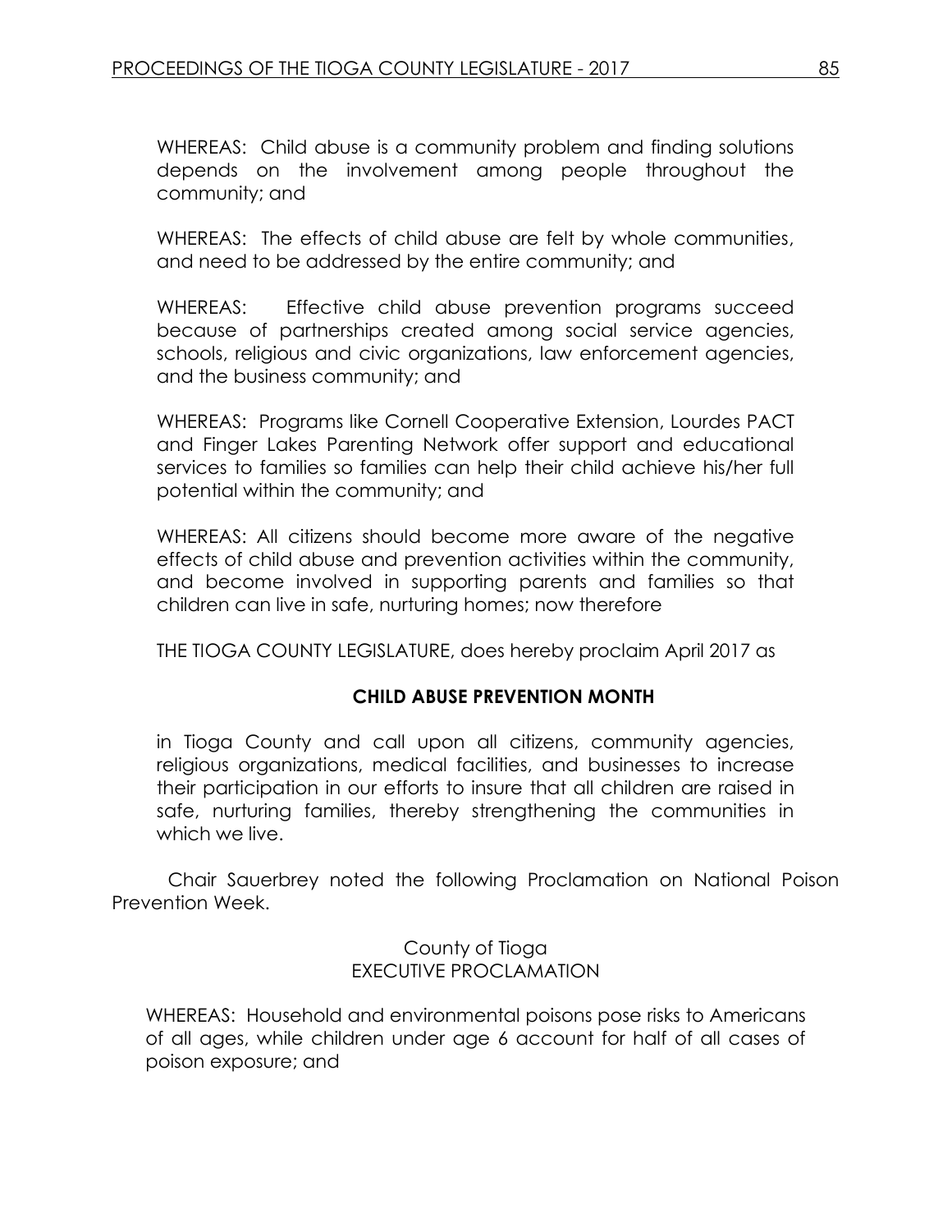WHEREAS: Child abuse is a community problem and finding solutions depends on the involvement among people throughout the community; and

WHEREAS: The effects of child abuse are felt by whole communities, and need to be addressed by the entire community; and

WHEREAS: Effective child abuse prevention programs succeed because of partnerships created among social service agencies, schools, religious and civic organizations, law enforcement agencies, and the business community; and

WHEREAS: Programs like Cornell Cooperative Extension, Lourdes PACT and Finger Lakes Parenting Network offer support and educational services to families so families can help their child achieve his/her full potential within the community; and

WHEREAS: All citizens should become more aware of the negative effects of child abuse and prevention activities within the community, and become involved in supporting parents and families so that children can live in safe, nurturing homes; now therefore

THE TIOGA COUNTY LEGISLATURE, does hereby proclaim April 2017 as

**CHILD ABUSE PREVENTION MONTH**

in Tioga County and call upon all citizens, community agencies, religious organizations, medical facilities, and businesses to increase their participation in our efforts to insure that all children are raised in safe, nurturing families, thereby strengthening the communities in which we live.

Chair Sauerbrey noted the following Proclamation on National Poison Prevention Week.

County of Tioga
EXECUTIVE PROCLAMATION

WHEREAS: Household and environmental poisons pose risks to Americans of all ages, while children under age 6 account for half of all cases of poison exposure; and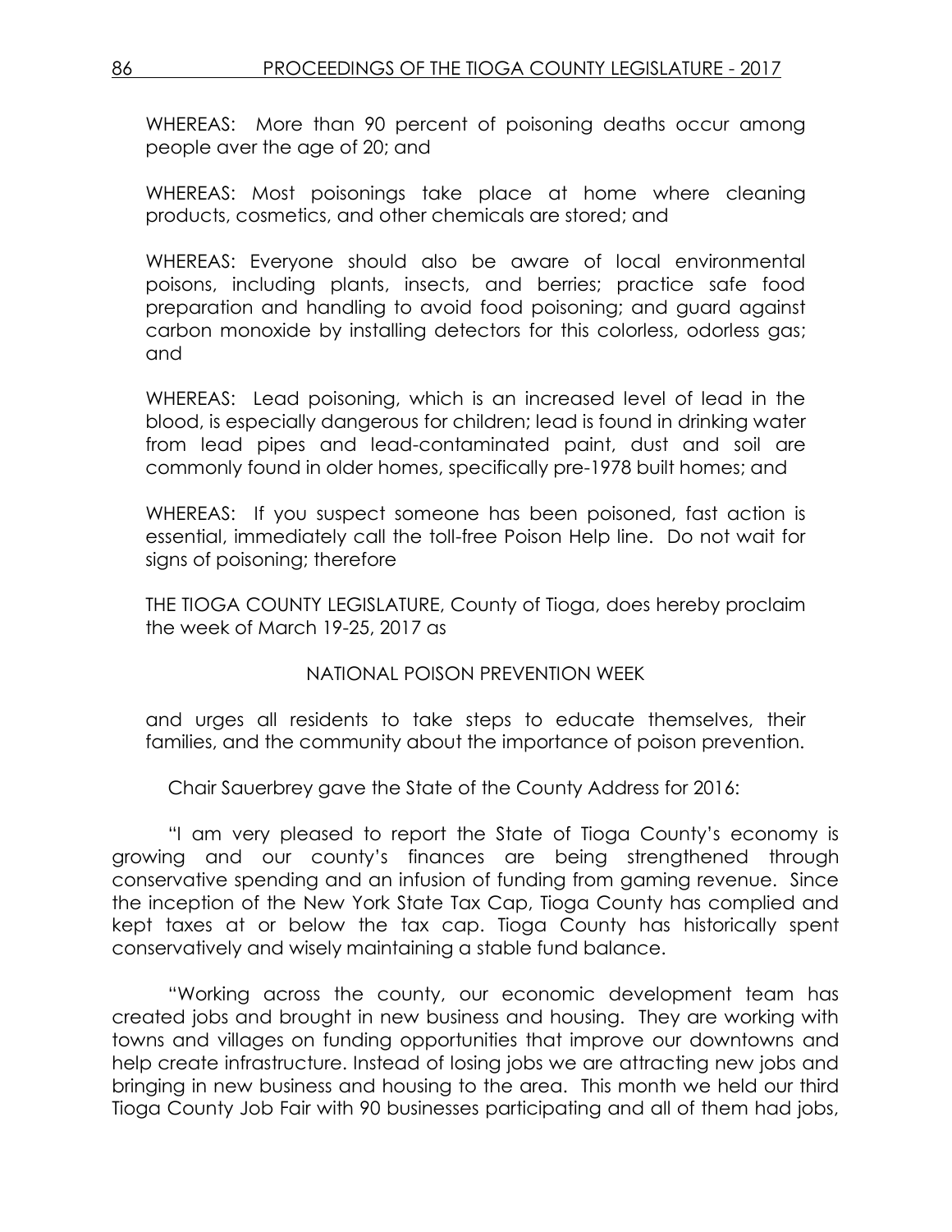WHEREAS: More than 90 percent of poisoning deaths occur among people aver the age of 20; and

WHEREAS: Most poisonings take place at home where cleaning products, cosmetics, and other chemicals are stored; and

WHEREAS: Everyone should also be aware of local environmental poisons, including plants, insects, and berries; practice safe food preparation and handling to avoid food poisoning; and guard against carbon monoxide by installing detectors for this colorless, odorless gas; and

WHEREAS: Lead poisoning, which is an increased level of lead in the blood, is especially dangerous for children; lead is found in drinking water from lead pipes and lead-contaminated paint, dust and soil are commonly found in older homes, specifically pre-1978 built homes; and

WHEREAS: If you suspect someone has been poisoned, fast action is essential, immediately call the toll-free Poison Help line. Do not wait for signs of poisoning; therefore

THE TIOGA COUNTY LEGISLATURE, County of Tioga, does hereby proclaim the week of March 19-25, 2017 as

NATIONAL POISON PREVENTION WEEK

and urges all residents to take steps to educate themselves, their families, and the community about the importance of poison prevention.

Chair Sauerbrey gave the State of the County Address for 2016:

"I am very pleased to report the State of Tioga County's economy is growing and our county's finances are being strengthened through conservative spending and an infusion of funding from gaming revenue. Since the inception of the New York State Tax Cap, Tioga County has complied and kept taxes at or below the tax cap. Tioga County has historically spent conservatively and wisely maintaining a stable fund balance.

"Working across the county, our economic development team has created jobs and brought in new business and housing. They are working with towns and villages on funding opportunities that improve our downtowns and help create infrastructure. Instead of losing jobs we are attracting new jobs and bringing in new business and housing to the area. This month we held our third Tioga County Job Fair with 90 businesses participating and all of them had jobs,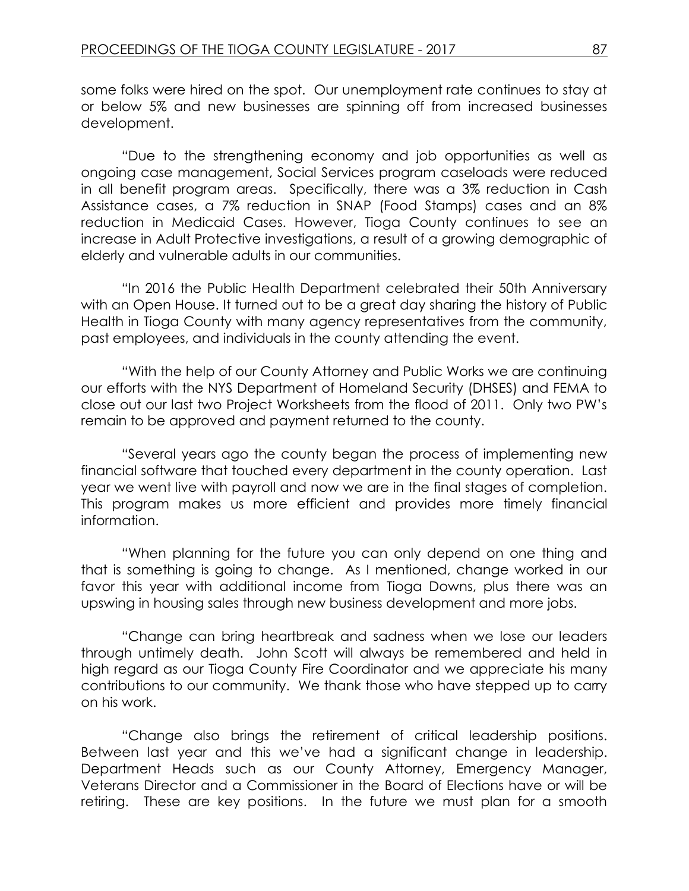some folks were hired on the spot. Our unemployment rate continues to stay at or below 5% and new businesses are spinning off from increased businesses development.

"Due to the strengthening economy and job opportunities as well as ongoing case management, Social Services program caseloads were reduced in all benefit program areas. Specifically, there was a 3% reduction in Cash Assistance cases, a 7% reduction in SNAP (Food Stamps) cases and an 8% reduction in Medicaid Cases. However, Tioga County continues to see an increase in Adult Protective investigations, a result of a growing demographic of elderly and vulnerable adults in our communities.

"In 2016 the Public Health Department celebrated their 50th Anniversary with an Open House. It turned out to be a great day sharing the history of Public Health in Tioga County with many agency representatives from the community, past employees, and individuals in the county attending the event.

"With the help of our County Attorney and Public Works we are continuing our efforts with the NYS Department of Homeland Security (DHSES) and FEMA to close out our last two Project Worksheets from the flood of 2011. Only two PW's remain to be approved and payment returned to the county.

"Several years ago the county began the process of implementing new financial software that touched every department in the county operation. Last year we went live with payroll and now we are in the final stages of completion. This program makes us more efficient and provides more timely financial information.

"When planning for the future you can only depend on one thing and that is something is going to change. As I mentioned, change worked in our favor this year with additional income from Tioga Downs, plus there was an upswing in housing sales through new business development and more jobs.

"Change can bring heartbreak and sadness when we lose our leaders through untimely death. John Scott will always be remembered and held in high regard as our Tioga County Fire Coordinator and we appreciate his many contributions to our community. We thank those who have stepped up to carry on his work.

"Change also brings the retirement of critical leadership positions. Between last year and this we've had a significant change in leadership. Department Heads such as our County Attorney, Emergency Manager, Veterans Director and a Commissioner in the Board of Elections have or will be retiring. These are key positions. In the future we must plan for a smooth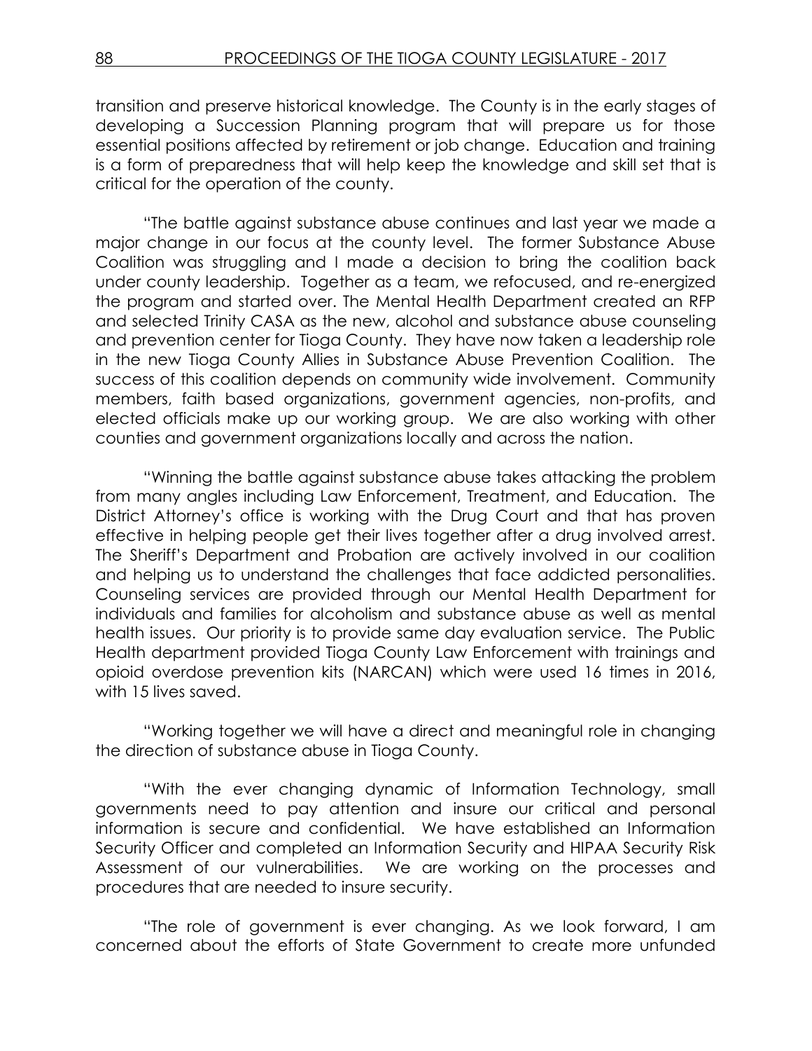transition and preserve historical knowledge. The County is in the early stages of developing a Succession Planning program that will prepare us for those essential positions affected by retirement or job change. Education and training is a form of preparedness that will help keep the knowledge and skill set that is critical for the operation of the county.

"The battle against substance abuse continues and last year we made a major change in our focus at the county level. The former Substance Abuse Coalition was struggling and I made a decision to bring the coalition back under county leadership. Together as a team, we refocused, and re-energized the program and started over. The Mental Health Department created an RFP and selected Trinity CASA as the new, alcohol and substance abuse counseling and prevention center for Tioga County. They have now taken a leadership role in the new Tioga County Allies in Substance Abuse Prevention Coalition. The success of this coalition depends on community wide involvement. Community members, faith based organizations, government agencies, non-profits, and elected officials make up our working group. We are also working with other counties and government organizations locally and across the nation.

"Winning the battle against substance abuse takes attacking the problem from many angles including Law Enforcement, Treatment, and Education. The District Attorney's office is working with the Drug Court and that has proven effective in helping people get their lives together after a drug involved arrest. The Sheriff's Department and Probation are actively involved in our coalition and helping us to understand the challenges that face addicted personalities. Counseling services are provided through our Mental Health Department for individuals and families for alcoholism and substance abuse as well as mental health issues. Our priority is to provide same day evaluation service. The Public Health department provided Tioga County Law Enforcement with trainings and opioid overdose prevention kits (NARCAN) which were used 16 times in 2016, with 15 lives saved.

"Working together we will have a direct and meaningful role in changing the direction of substance abuse in Tioga County.

"With the ever changing dynamic of Information Technology, small governments need to pay attention and insure our critical and personal information is secure and confidential. We have established an Information Security Officer and completed an Information Security and HIPAA Security Risk Assessment of our vulnerabilities. We are working on the processes and procedures that are needed to insure security.

"The role of government is ever changing. As we look forward, I am concerned about the efforts of State Government to create more unfunded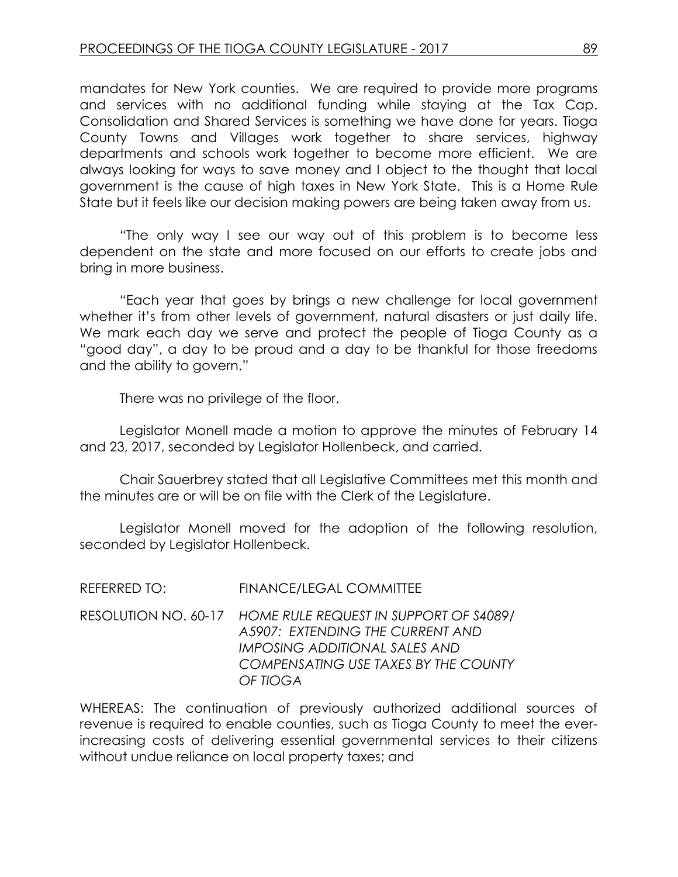mandates for New York counties. We are required to provide more programs and services with no additional funding while staying at the Tax Cap. Consolidation and Shared Services is something we have done for years. Tioga County Towns and Villages work together to share services, highway departments and schools work together to become more efficient. We are always looking for ways to save money and I object to the thought that local government is the cause of high taxes in New York State. This is a Home Rule State but it feels like our decision making powers are being taken away from us.

"The only way I see our way out of this problem is to become less dependent on the state and more focused on our efforts to create jobs and bring in more business.

"Each year that goes by brings a new challenge for local government whether it's from other levels of government, natural disasters or just daily life. We mark each day we serve and protect the people of Tioga County as a "good day", a day to be proud and a day to be thankful for those freedoms and the ability to govern."

There was no privilege of the floor.

Legislator Monell made a motion to approve the minutes of February 14 and 23, 2017, seconded by Legislator Hollenbeck, and carried.

Chair Sauerbrey stated that all Legislative Committees met this month and the minutes are or will be on file with the Clerk of the Legislature.

Legislator Monell moved for the adoption of the following resolution, seconded by Legislator Hollenbeck.

REFERRED TO: FINANCE/LEGAL COMMITTEE

RESOLUTION NO. 60-17 *HOME RULE REQUEST IN SUPPORT OF S4089/ A5907: EXTENDING THE CURRENT AND IMPOSING ADDITIONAL SALES AND COMPENSATING USE TAXES BY THE COUNTY OF TIOGA*

WHEREAS: The continuation of previously authorized additional sources of revenue is required to enable counties, such as Tioga County to meet the ever-increasing costs of delivering essential governmental services to their citizens without undue reliance on local property taxes; and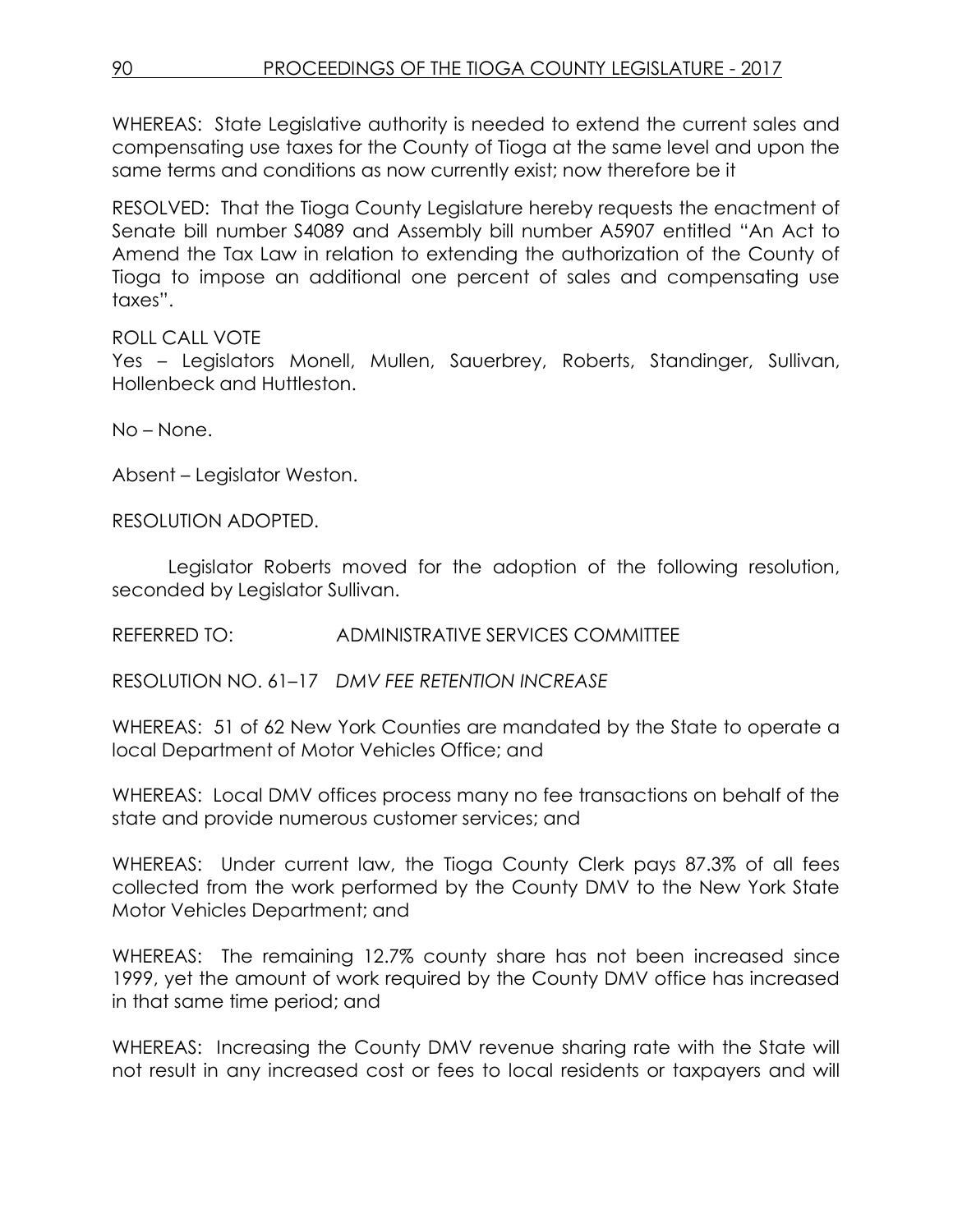WHEREAS: State Legislative authority is needed to extend the current sales and compensating use taxes for the County of Tioga at the same level and upon the same terms and conditions as now currently exist; now therefore be it

RESOLVED: That the Tioga County Legislature hereby requests the enactment of Senate bill number S4089 and Assembly bill number A5907 entitled "An Act to Amend the Tax Law in relation to extending the authorization of the County of Tioga to impose an additional one percent of sales and compensating use taxes".

ROLL CALL VOTE
Yes – Legislators Monell, Mullen, Sauerbrey, Roberts, Standinger, Sullivan, Hollenbeck and Huttleston.

No – None.

Absent – Legislator Weston.

RESOLUTION ADOPTED.

Legislator Roberts moved for the adoption of the following resolution, seconded by Legislator Sullivan.

REFERRED TO: ADMINISTRATIVE SERVICES COMMITTEE

RESOLUTION NO. 61–17 *DMV FEE RETENTION INCREASE*

WHEREAS: 51 of 62 New York Counties are mandated by the State to operate a local Department of Motor Vehicles Office; and

WHEREAS: Local DMV offices process many no fee transactions on behalf of the state and provide numerous customer services; and

WHEREAS: Under current law, the Tioga County Clerk pays 87.3% of all fees collected from the work performed by the County DMV to the New York State Motor Vehicles Department; and

WHEREAS: The remaining 12.7% county share has not been increased since 1999, yet the amount of work required by the County DMV office has increased in that same time period; and

WHEREAS: Increasing the County DMV revenue sharing rate with the State will not result in any increased cost or fees to local residents or taxpayers and will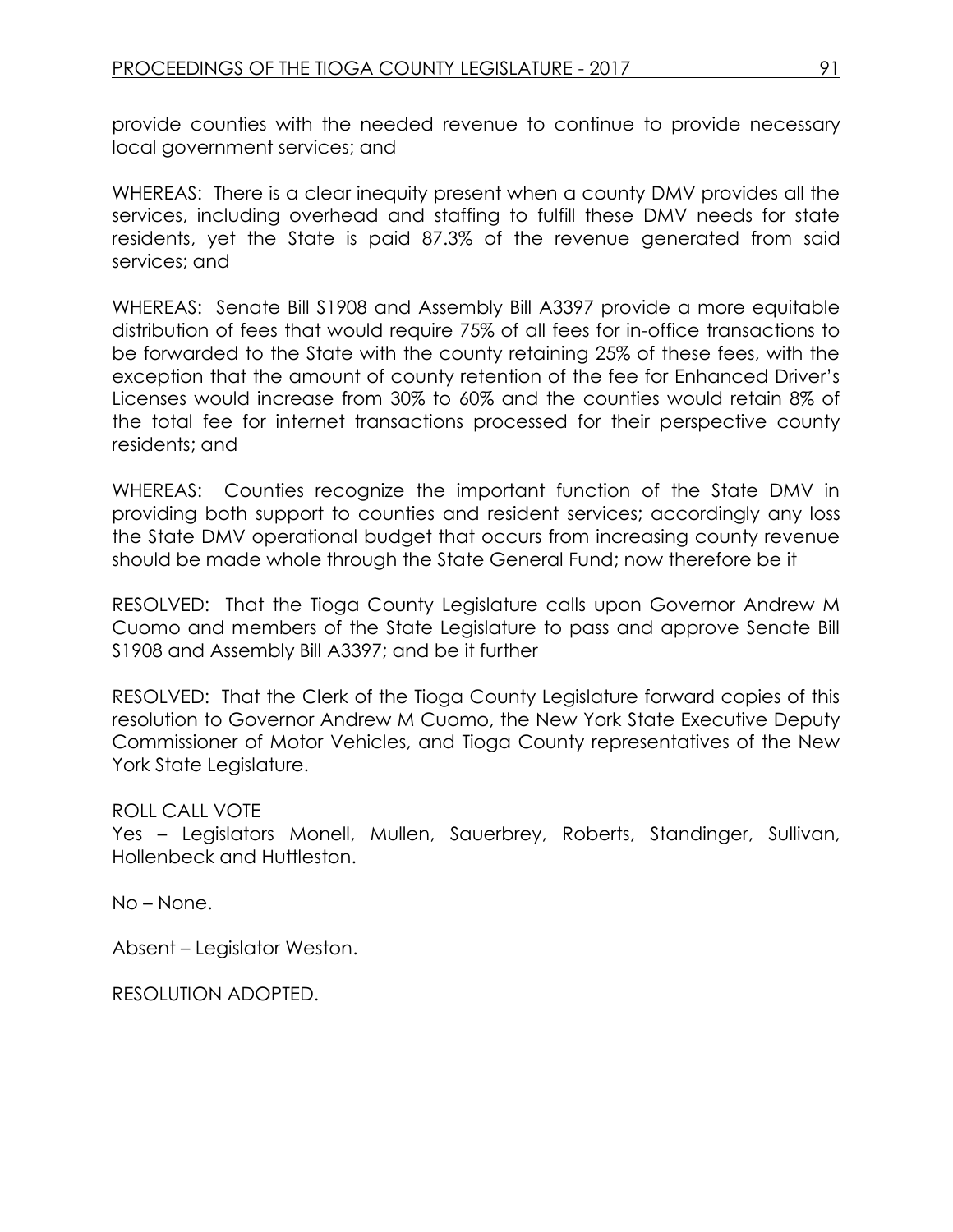provide counties with the needed revenue to continue to provide necessary local government services; and

WHEREAS: There is a clear inequity present when a county DMV provides all the services, including overhead and staffing to fulfill these DMV needs for state residents, yet the State is paid 87.3% of the revenue generated from said services; and

WHEREAS: Senate Bill S1908 and Assembly Bill A3397 provide a more equitable distribution of fees that would require 75% of all fees for in-office transactions to be forwarded to the State with the county retaining 25% of these fees, with the exception that the amount of county retention of the fee for Enhanced Driver's Licenses would increase from 30% to 60% and the counties would retain 8% of the total fee for internet transactions processed for their perspective county residents; and

WHEREAS: Counties recognize the important function of the State DMV in providing both support to counties and resident services; accordingly any loss the State DMV operational budget that occurs from increasing county revenue should be made whole through the State General Fund; now therefore be it

RESOLVED: That the Tioga County Legislature calls upon Governor Andrew M Cuomo and members of the State Legislature to pass and approve Senate Bill S1908 and Assembly Bill A3397; and be it further

RESOLVED: That the Clerk of the Tioga County Legislature forward copies of this resolution to Governor Andrew M Cuomo, the New York State Executive Deputy Commissioner of Motor Vehicles, and Tioga County representatives of the New York State Legislature.

ROLL CALL VOTE
Yes – Legislators Monell, Mullen, Sauerbrey, Roberts, Standinger, Sullivan, Hollenbeck and Huttleston.

No – None.

Absent – Legislator Weston.

RESOLUTION ADOPTED.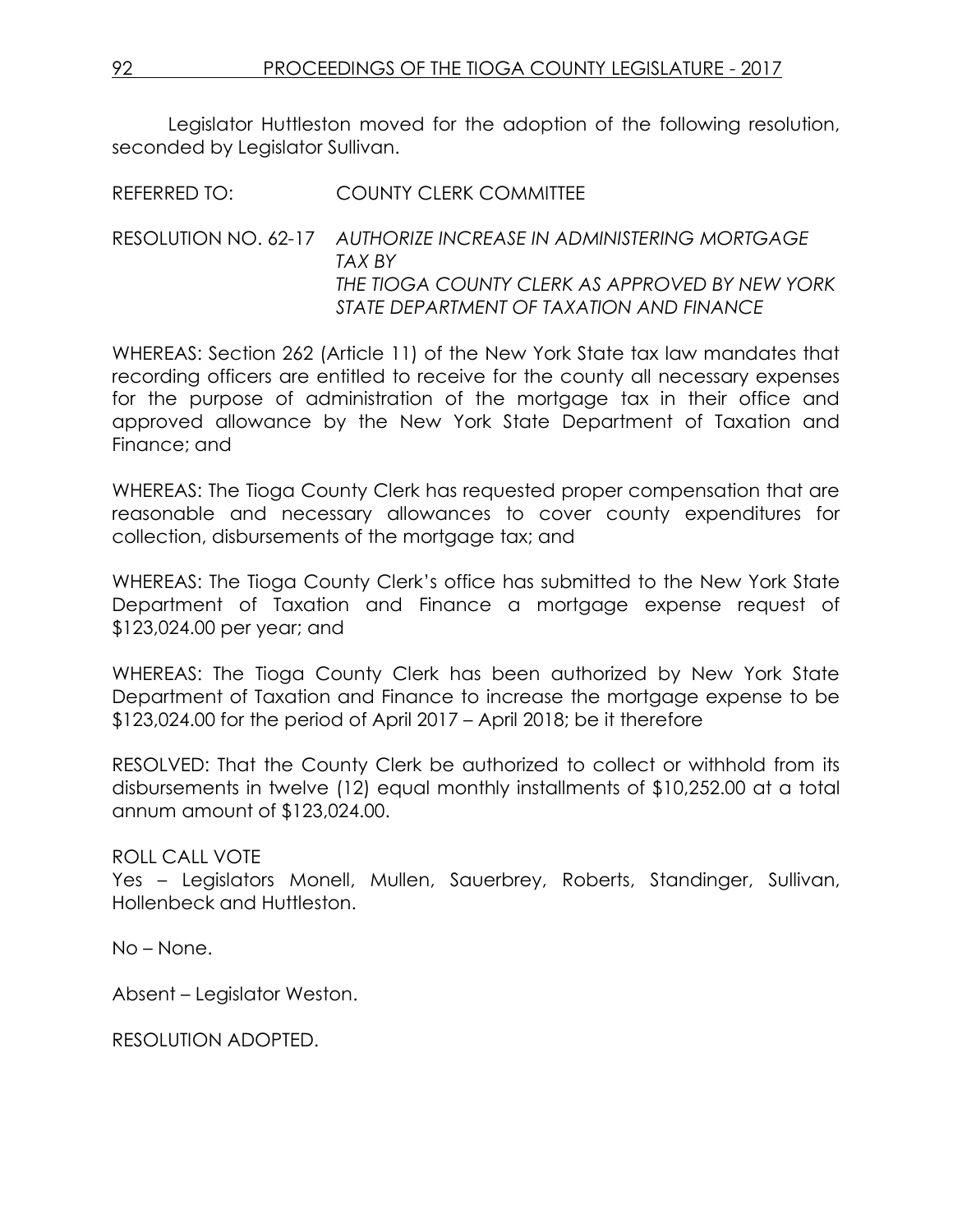Legislator Huttleston moved for the adoption of the following resolution, seconded by Legislator Sullivan.

REFERRED TO: COUNTY CLERK COMMITTEE

RESOLUTION NO. 62-17 *AUTHORIZE INCREASE IN ADMINISTERING MORTGAGE TAX BY THE TIOGA COUNTY CLERK AS APPROVED BY NEW YORK STATE DEPARTMENT OF TAXATION AND FINANCE*

WHEREAS: Section 262 (Article 11) of the New York State tax law mandates that recording officers are entitled to receive for the county all necessary expenses for the purpose of administration of the mortgage tax in their office and approved allowance by the New York State Department of Taxation and Finance; and

WHEREAS: The Tioga County Clerk has requested proper compensation that are reasonable and necessary allowances to cover county expenditures for collection, disbursements of the mortgage tax; and

WHEREAS: The Tioga County Clerk's office has submitted to the New York State Department of Taxation and Finance a mortgage expense request of $123,024.00 per year; and

WHEREAS: The Tioga County Clerk has been authorized by New York State Department of Taxation and Finance to increase the mortgage expense to be $123,024.00 for the period of April 2017 – April 2018; be it therefore

RESOLVED: That the County Clerk be authorized to collect or withhold from its disbursements in twelve (12) equal monthly installments of $10,252.00 at a total annum amount of $123,024.00.

ROLL CALL VOTE
Yes – Legislators Monell, Mullen, Sauerbrey, Roberts, Standinger, Sullivan, Hollenbeck and Huttleston.

No – None.

Absent – Legislator Weston.

RESOLUTION ADOPTED.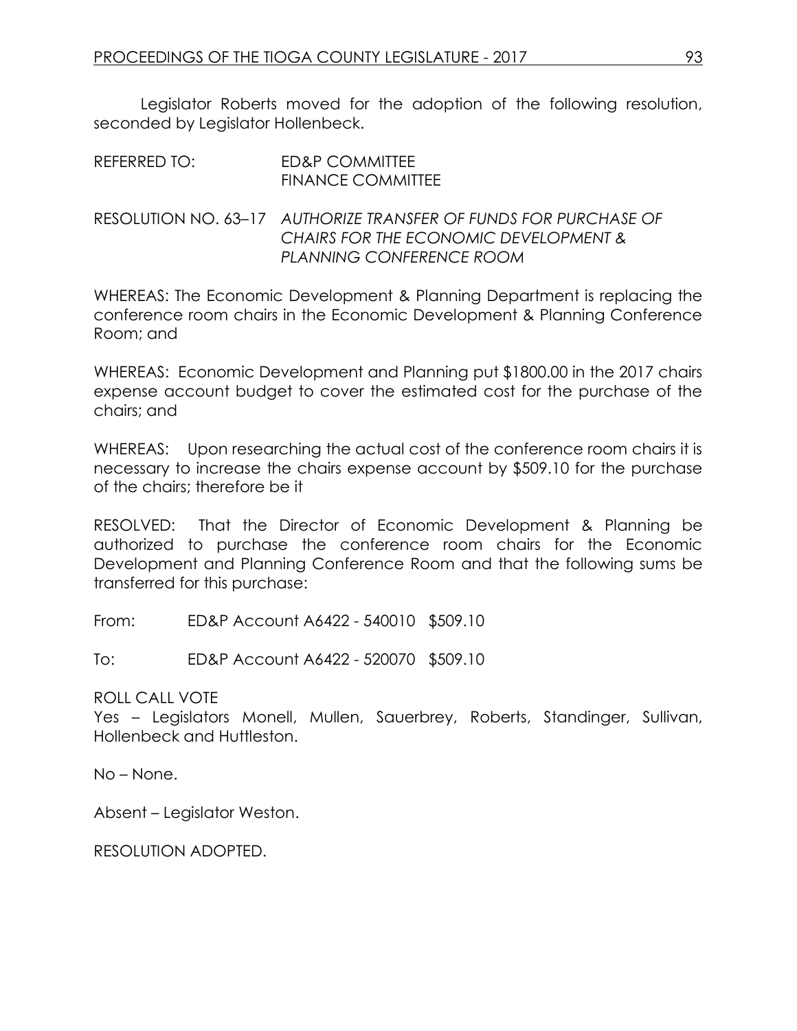Legislator Roberts moved for the adoption of the following resolution, seconded by Legislator Hollenbeck.

REFERRED TO: ED&P COMMITTEE
FINANCE COMMITTEE

RESOLUTION NO. 63–17 *AUTHORIZE TRANSFER OF FUNDS FOR PURCHASE OF CHAIRS FOR THE ECONOMIC DEVELOPMENT & PLANNING CONFERENCE ROOM*

WHEREAS: The Economic Development & Planning Department is replacing the conference room chairs in the Economic Development & Planning Conference Room; and

WHEREAS: Economic Development and Planning put $1800.00 in the 2017 chairs expense account budget to cover the estimated cost for the purchase of the chairs; and

WHEREAS: Upon researching the actual cost of the conference room chairs it is necessary to increase the chairs expense account by $509.10 for the purchase of the chairs; therefore be it

RESOLVED: That the Director of Economic Development & Planning be authorized to purchase the conference room chairs for the Economic Development and Planning Conference Room and that the following sums be transferred for this purchase:

From: ED&P Account A6422 - 540010 $509.10

To: ED&P Account A6422 - 520070 $509.10

ROLL CALL VOTE
Yes – Legislators Monell, Mullen, Sauerbrey, Roberts, Standinger, Sullivan, Hollenbeck and Huttleston.

No – None.

Absent – Legislator Weston.

RESOLUTION ADOPTED.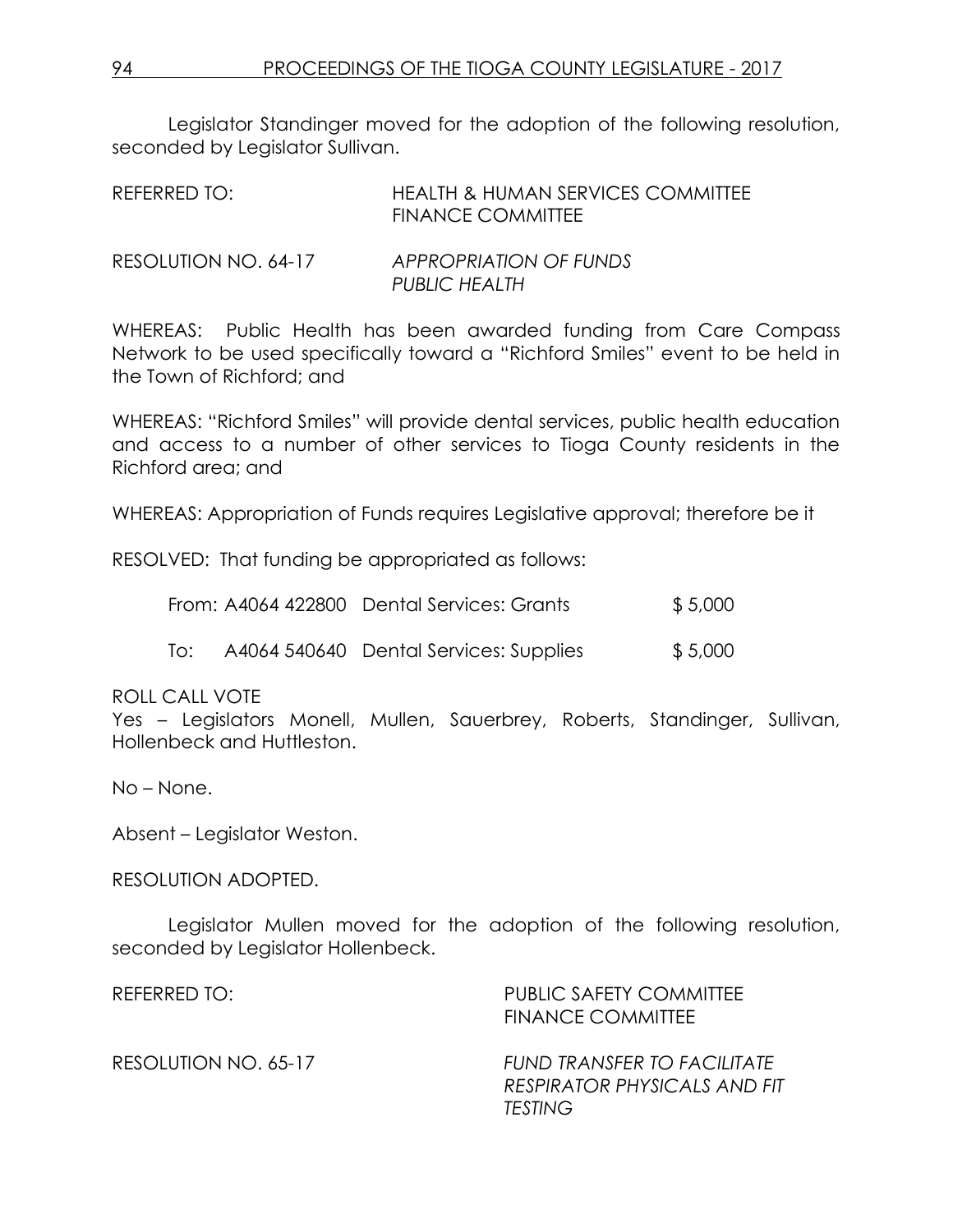Legislator Standinger moved for the adoption of the following resolution, seconded by Legislator Sullivan.

REFERRED TO: HEALTH & HUMAN SERVICES COMMITTEE
FINANCE COMMITTEE

RESOLUTION NO. 64-17 *APPROPRIATION OF FUNDS*
*PUBLIC HEALTH*

WHEREAS: Public Health has been awarded funding from Care Compass Network to be used specifically toward a "Richford Smiles" event to be held in the Town of Richford; and

WHEREAS: "Richford Smiles" will provide dental services, public health education and access to a number of other services to Tioga County residents in the Richford area; and

WHEREAS: Appropriation of Funds requires Legislative approval; therefore be it

RESOLVED: That funding be appropriated as follows:

| | | | |
|---|---|---|---|
| From: | A4064 422800 | Dental Services: Grants | $ 5,000 |
| To: | A4064 540640 | Dental Services: Supplies | $ 5,000 |

ROLL CALL VOTE
Yes – Legislators Monell, Mullen, Sauerbrey, Roberts, Standinger, Sullivan, Hollenbeck and Huttleston.

No – None.

Absent – Legislator Weston.

RESOLUTION ADOPTED.

Legislator Mullen moved for the adoption of the following resolution, seconded by Legislator Hollenbeck.

REFERRED TO: PUBLIC SAFETY COMMITTEE
FINANCE COMMITTEE

RESOLUTION NO. 65-17 *FUND TRANSFER TO FACILITATE RESPIRATOR PHYSICALS AND FIT TESTING*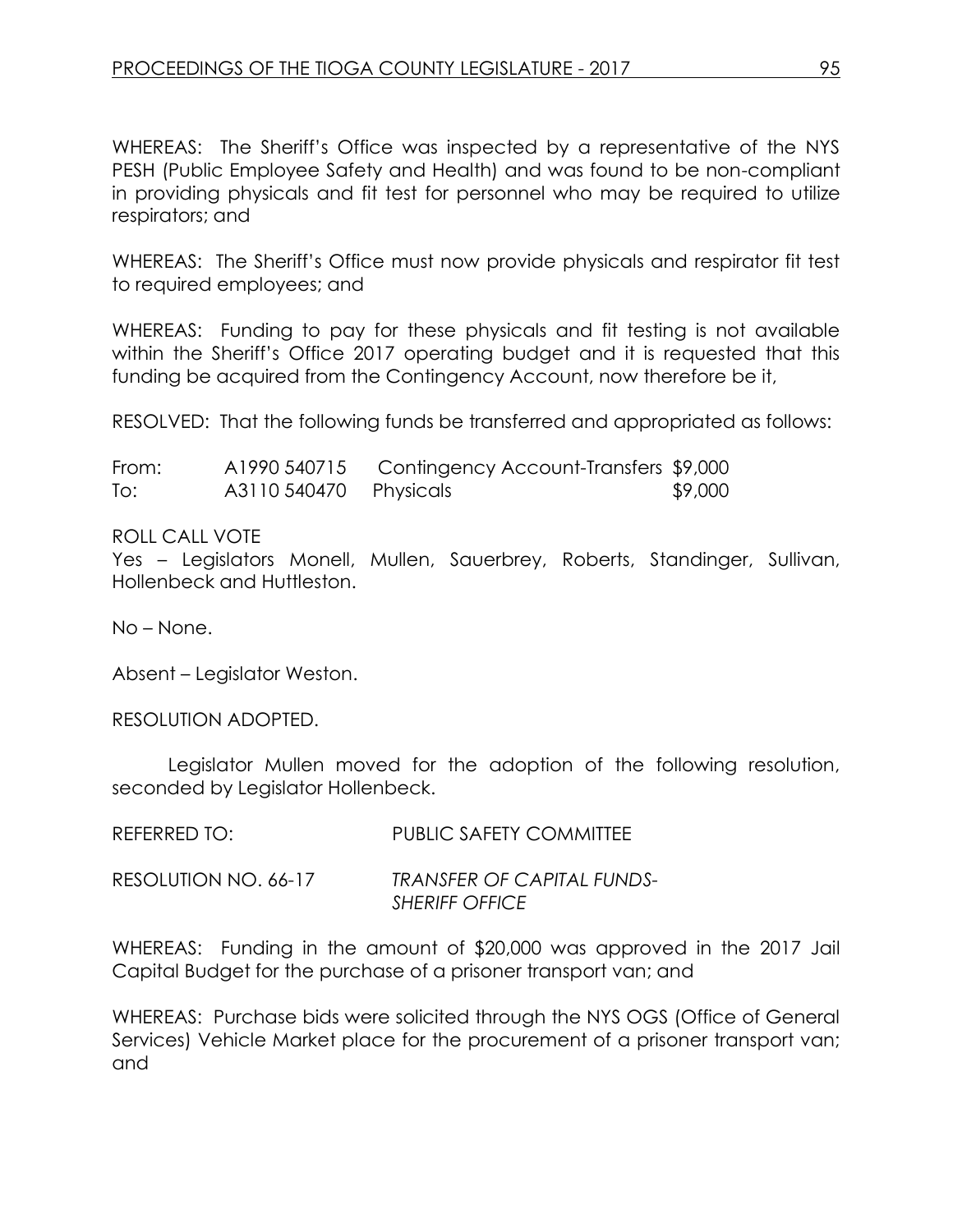WHEREAS: The Sheriff's Office was inspected by a representative of the NYS PESH (Public Employee Safety and Health) and was found to be non-compliant in providing physicals and fit test for personnel who may be required to utilize respirators; and

WHEREAS: The Sheriff's Office must now provide physicals and respirator fit test to required employees; and

WHEREAS: Funding to pay for these physicals and fit testing is not available within the Sheriff's Office 2017 operating budget and it is requested that this funding be acquired from the Contingency Account, now therefore be it,

RESOLVED: That the following funds be transferred and appropriated as follows:

| | | | |
|---|---|---|---|
| From: | A1990 540715 | Contingency Account-Transfers | $9,000 |
| To: | A3110 540470 | Physicals | $9,000 |

ROLL CALL VOTE
Yes – Legislators Monell, Mullen, Sauerbrey, Roberts, Standinger, Sullivan, Hollenbeck and Huttleston.

No – None.

Absent – Legislator Weston.

RESOLUTION ADOPTED.

Legislator Mullen moved for the adoption of the following resolution, seconded by Legislator Hollenbeck.

REFERRED TO: PUBLIC SAFETY COMMITTEE

RESOLUTION NO. 66-17 *TRANSFER OF CAPITAL FUNDS-SHERIFF OFFICE*

WHEREAS: Funding in the amount of $20,000 was approved in the 2017 Jail Capital Budget for the purchase of a prisoner transport van; and

WHEREAS: Purchase bids were solicited through the NYS OGS (Office of General Services) Vehicle Market place for the procurement of a prisoner transport van; and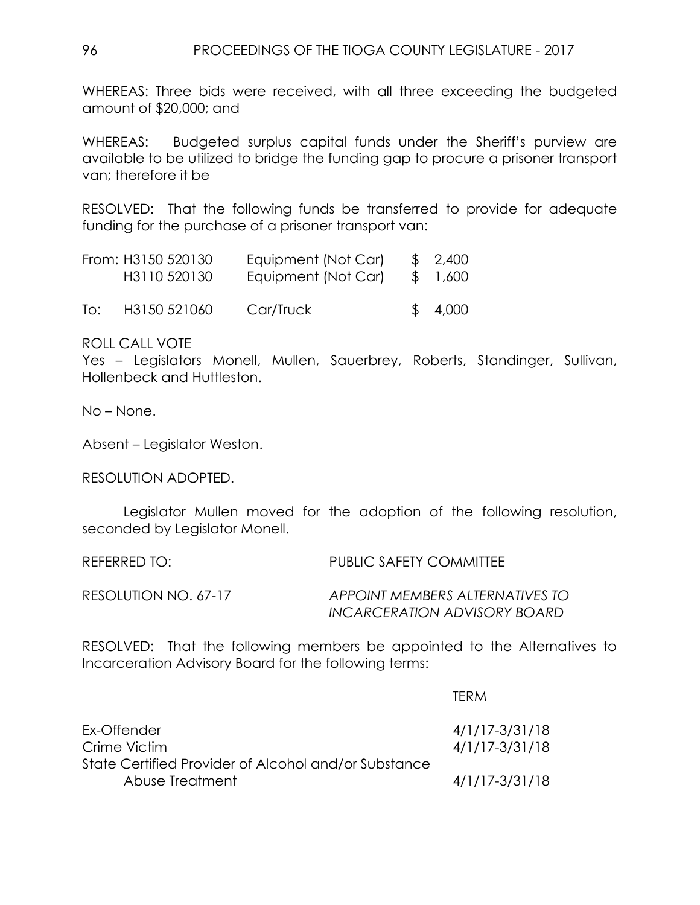WHEREAS: Three bids were received, with all three exceeding the budgeted amount of $20,000; and

WHEREAS: Budgeted surplus capital funds under the Sheriff's purview are available to be utilized to bridge the funding gap to procure a prisoner transport van; therefore it be

RESOLVED: That the following funds be transferred to provide for adequate funding for the purchase of a prisoner transport van:

| | | | |
|---|---|---|---|
| From: | H3150 520130 | Equipment (Not Car) | $ 2,400 |
| | H3110 520130 | Equipment (Not Car) | $ 1,600 |
| To: | H3150 521060 | Car/Truck | $ 4,000 |

ROLL CALL VOTE
Yes – Legislators Monell, Mullen, Sauerbrey, Roberts, Standinger, Sullivan, Hollenbeck and Huttleston.

No – None.

Absent – Legislator Weston.

RESOLUTION ADOPTED.

Legislator Mullen moved for the adoption of the following resolution, seconded by Legislator Monell.

REFERRED TO: PUBLIC SAFETY COMMITTEE

RESOLUTION NO. 67-17 *APPOINT MEMBERS ALTERNATIVES TO INCARCERATION ADVISORY BOARD*

RESOLVED: That the following members be appointed to the Alternatives to Incarceration Advisory Board for the following terms:

| | TERM |
|---|---|
| Ex-Offender | 4/1/17-3/31/18 |
| Crime Victim | 4/1/17-3/31/18 |
| State Certified Provider of Alcohol and/or Substance Abuse Treatment | 4/1/17-3/31/18 |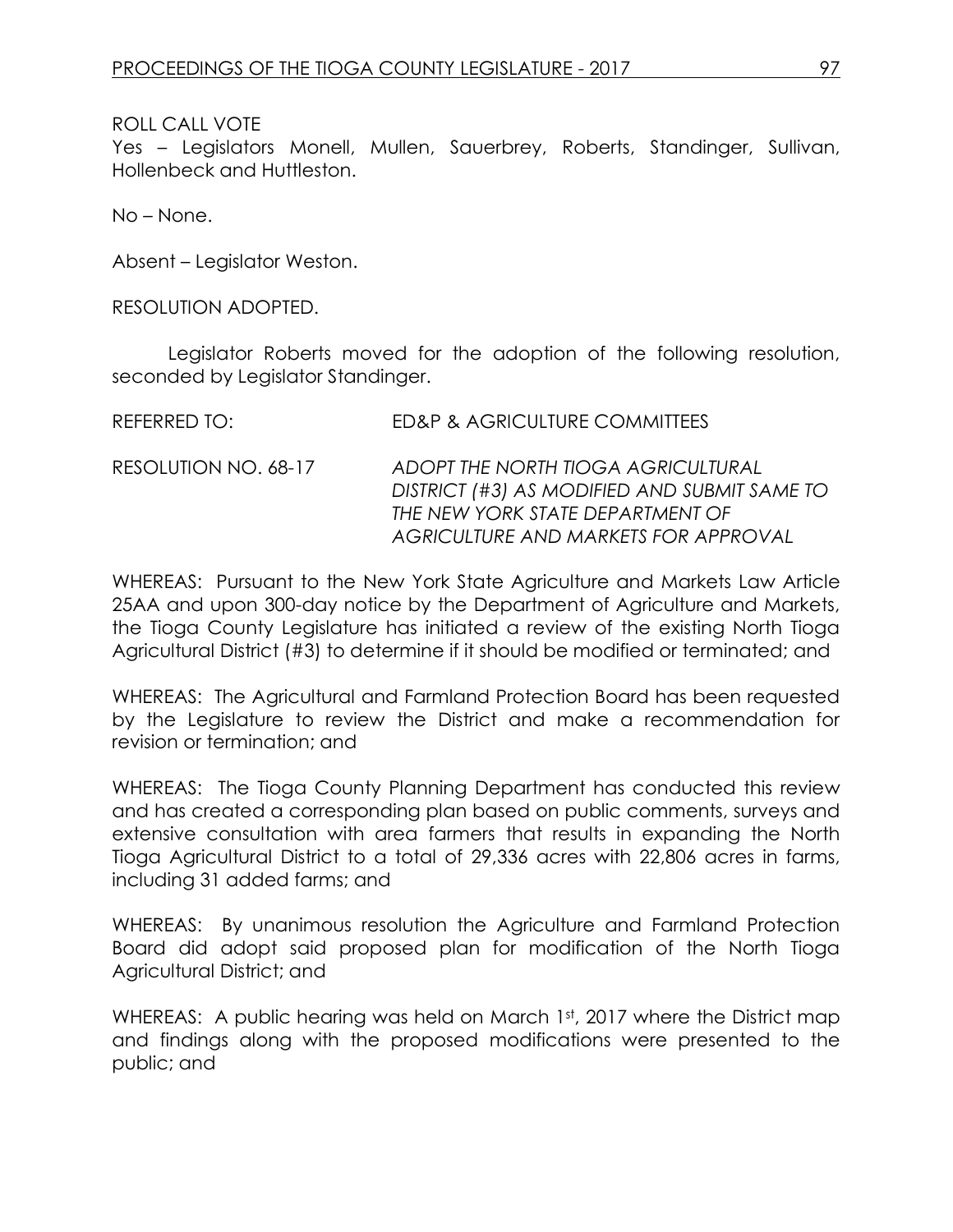ROLL CALL VOTE

Yes – Legislators Monell, Mullen, Sauerbrey, Roberts, Standinger, Sullivan, Hollenbeck and Huttleston.

No – None.

Absent – Legislator Weston.

RESOLUTION ADOPTED.

Legislator Roberts moved for the adoption of the following resolution, seconded by Legislator Standinger.

REFERRED TO: ED&P & AGRICULTURE COMMITTEES

RESOLUTION NO. 68-17 *ADOPT THE NORTH TIOGA AGRICULTURAL DISTRICT (#3) AS MODIFIED AND SUBMIT SAME TO THE NEW YORK STATE DEPARTMENT OF AGRICULTURE AND MARKETS FOR APPROVAL*

WHEREAS: Pursuant to the New York State Agriculture and Markets Law Article 25AA and upon 300-day notice by the Department of Agriculture and Markets, the Tioga County Legislature has initiated a review of the existing North Tioga Agricultural District (#3) to determine if it should be modified or terminated; and

WHEREAS: The Agricultural and Farmland Protection Board has been requested by the Legislature to review the District and make a recommendation for revision or termination; and

WHEREAS: The Tioga County Planning Department has conducted this review and has created a corresponding plan based on public comments, surveys and extensive consultation with area farmers that results in expanding the North Tioga Agricultural District to a total of 29,336 acres with 22,806 acres in farms, including 31 added farms; and

WHEREAS: By unanimous resolution the Agriculture and Farmland Protection Board did adopt said proposed plan for modification of the North Tioga Agricultural District; and

WHEREAS: A public hearing was held on March 1st, 2017 where the District map and findings along with the proposed modifications were presented to the public; and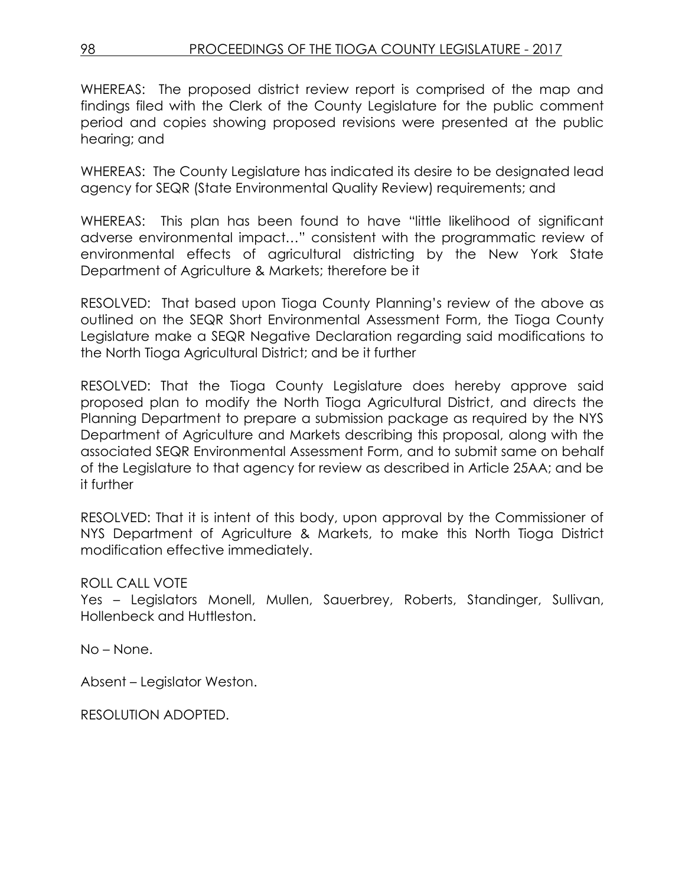WHEREAS: The proposed district review report is comprised of the map and findings filed with the Clerk of the County Legislature for the public comment period and copies showing proposed revisions were presented at the public hearing; and

WHEREAS: The County Legislature has indicated its desire to be designated lead agency for SEQR (State Environmental Quality Review) requirements; and

WHEREAS: This plan has been found to have "little likelihood of significant adverse environmental impact…" consistent with the programmatic review of environmental effects of agricultural districting by the New York State Department of Agriculture & Markets; therefore be it

RESOLVED: That based upon Tioga County Planning's review of the above as outlined on the SEQR Short Environmental Assessment Form, the Tioga County Legislature make a SEQR Negative Declaration regarding said modifications to the North Tioga Agricultural District; and be it further

RESOLVED: That the Tioga County Legislature does hereby approve said proposed plan to modify the North Tioga Agricultural District, and directs the Planning Department to prepare a submission package as required by the NYS Department of Agriculture and Markets describing this proposal, along with the associated SEQR Environmental Assessment Form, and to submit same on behalf of the Legislature to that agency for review as described in Article 25AA; and be it further

RESOLVED: That it is intent of this body, upon approval by the Commissioner of NYS Department of Agriculture & Markets, to make this North Tioga District modification effective immediately.

ROLL CALL VOTE
Yes – Legislators Monell, Mullen, Sauerbrey, Roberts, Standinger, Sullivan, Hollenbeck and Huttleston.

No – None.

Absent – Legislator Weston.

RESOLUTION ADOPTED.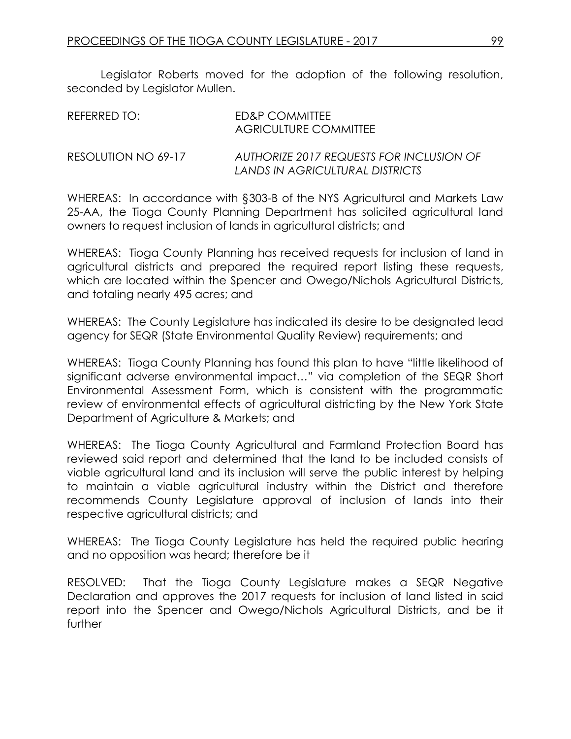Legislator Roberts moved for the adoption of the following resolution, seconded by Legislator Mullen.

REFERRED TO: ED&P COMMITTEE
AGRICULTURE COMMITTEE

RESOLUTION NO 69-17 *AUTHORIZE 2017 REQUESTS FOR INCLUSION OF LANDS IN AGRICULTURAL DISTRICTS*

WHEREAS: In accordance with §303-B of the NYS Agricultural and Markets Law 25-AA, the Tioga County Planning Department has solicited agricultural land owners to request inclusion of lands in agricultural districts; and

WHEREAS: Tioga County Planning has received requests for inclusion of land in agricultural districts and prepared the required report listing these requests, which are located within the Spencer and Owego/Nichols Agricultural Districts, and totaling nearly 495 acres; and

WHEREAS: The County Legislature has indicated its desire to be designated lead agency for SEQR (State Environmental Quality Review) requirements; and

WHEREAS: Tioga County Planning has found this plan to have "little likelihood of significant adverse environmental impact…" via completion of the SEQR Short Environmental Assessment Form, which is consistent with the programmatic review of environmental effects of agricultural districting by the New York State Department of Agriculture & Markets; and

WHEREAS: The Tioga County Agricultural and Farmland Protection Board has reviewed said report and determined that the land to be included consists of viable agricultural land and its inclusion will serve the public interest by helping to maintain a viable agricultural industry within the District and therefore recommends County Legislature approval of inclusion of lands into their respective agricultural districts; and

WHEREAS: The Tioga County Legislature has held the required public hearing and no opposition was heard; therefore be it

RESOLVED: That the Tioga County Legislature makes a SEQR Negative Declaration and approves the 2017 requests for inclusion of land listed in said report into the Spencer and Owego/Nichols Agricultural Districts, and be it further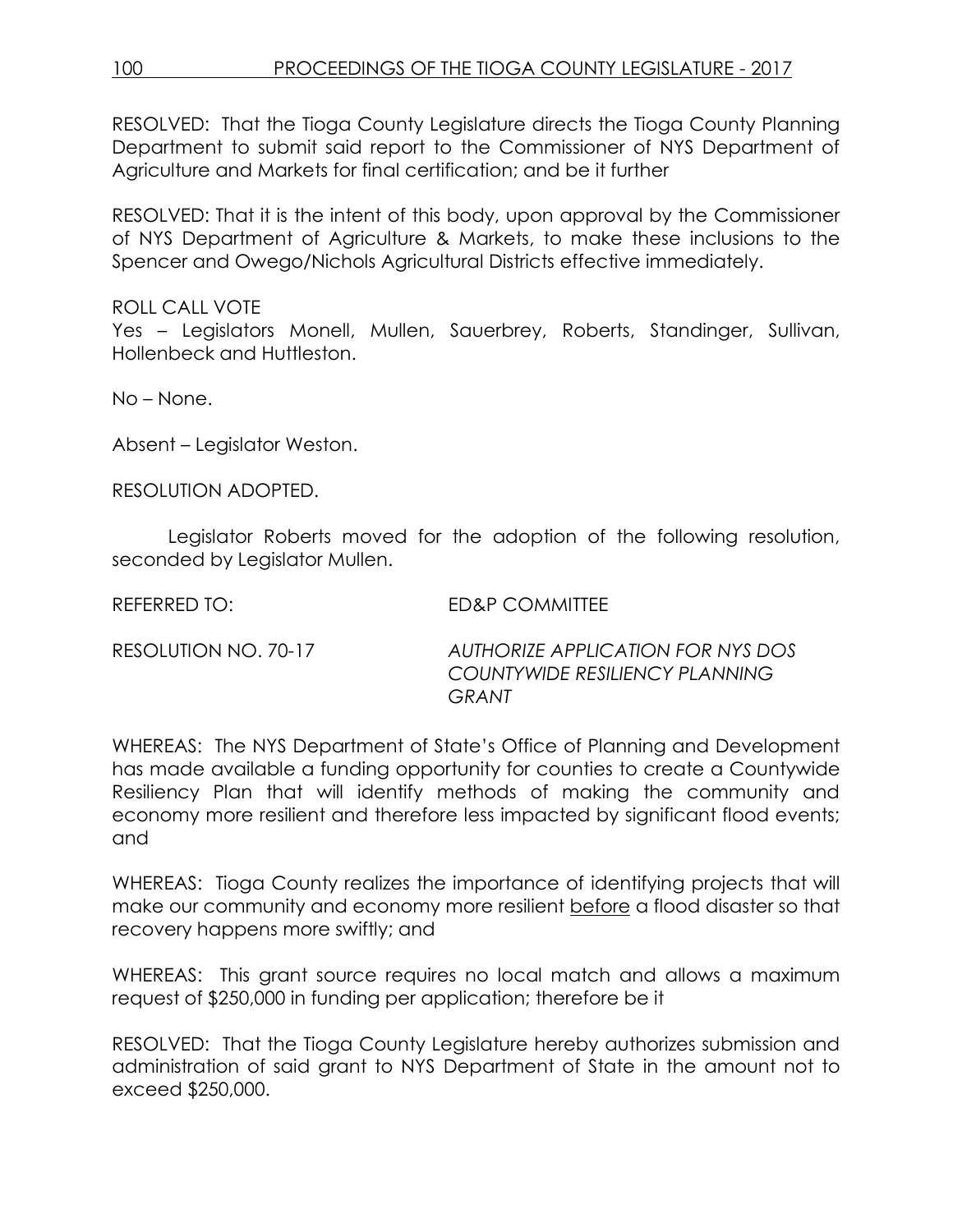RESOLVED: That the Tioga County Legislature directs the Tioga County Planning Department to submit said report to the Commissioner of NYS Department of Agriculture and Markets for final certification; and be it further

RESOLVED: That it is the intent of this body, upon approval by the Commissioner of NYS Department of Agriculture & Markets, to make these inclusions to the Spencer and Owego/Nichols Agricultural Districts effective immediately.

ROLL CALL VOTE
Yes – Legislators Monell, Mullen, Sauerbrey, Roberts, Standinger, Sullivan, Hollenbeck and Huttleston.

No – None.

Absent – Legislator Weston.

RESOLUTION ADOPTED.

Legislator Roberts moved for the adoption of the following resolution, seconded by Legislator Mullen.

REFERRED TO: ED&P COMMITTEE

RESOLUTION NO. 70-17 *AUTHORIZE APPLICATION FOR NYS DOS COUNTYWIDE RESILIENCY PLANNING GRANT*

WHEREAS: The NYS Department of State's Office of Planning and Development has made available a funding opportunity for counties to create a Countywide Resiliency Plan that will identify methods of making the community and economy more resilient and therefore less impacted by significant flood events; and

WHEREAS: Tioga County realizes the importance of identifying projects that will make our community and economy more resilient <u>before</u> a flood disaster so that recovery happens more swiftly; and

WHEREAS: This grant source requires no local match and allows a maximum request of $250,000 in funding per application; therefore be it

RESOLVED: That the Tioga County Legislature hereby authorizes submission and administration of said grant to NYS Department of State in the amount not to exceed $250,000.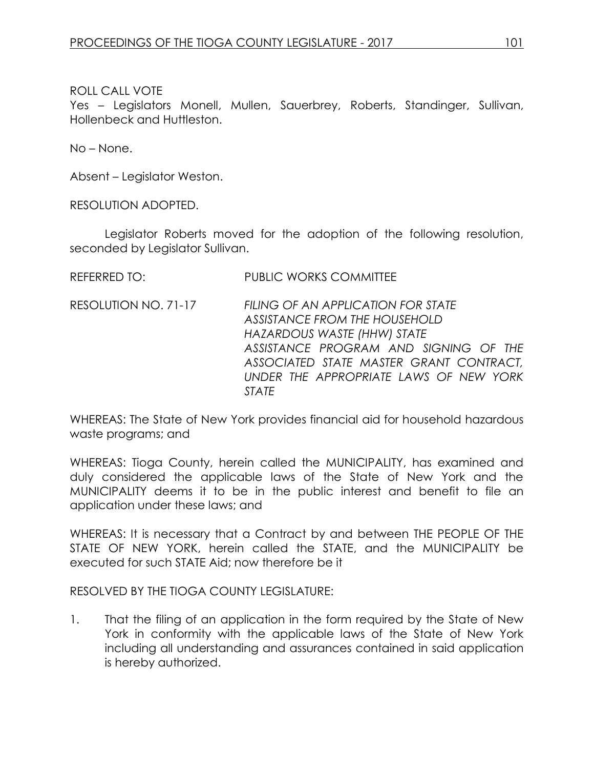ROLL CALL VOTE
Yes – Legislators Monell, Mullen, Sauerbrey, Roberts, Standinger, Sullivan, Hollenbeck and Huttleston.

No – None.

Absent – Legislator Weston.

RESOLUTION ADOPTED.

Legislator Roberts moved for the adoption of the following resolution, seconded by Legislator Sullivan.

REFERRED TO: PUBLIC WORKS COMMITTEE

RESOLUTION NO. 71-17 *FILING OF AN APPLICATION FOR STATE ASSISTANCE FROM THE HOUSEHOLD HAZARDOUS WASTE (HHW) STATE ASSISTANCE PROGRAM AND SIGNING OF THE ASSOCIATED STATE MASTER GRANT CONTRACT, UNDER THE APPROPRIATE LAWS OF NEW YORK STATE*

WHEREAS: The State of New York provides financial aid for household hazardous waste programs; and

WHEREAS: Tioga County, herein called the MUNICIPALITY, has examined and duly considered the applicable laws of the State of New York and the MUNICIPALITY deems it to be in the public interest and benefit to file an application under these laws; and

WHEREAS: It is necessary that a Contract by and between THE PEOPLE OF THE STATE OF NEW YORK, herein called the STATE, and the MUNICIPALITY be executed for such STATE Aid; now therefore be it

RESOLVED BY THE TIOGA COUNTY LEGISLATURE:

1. That the filing of an application in the form required by the State of New York in conformity with the applicable laws of the State of New York including all understanding and assurances contained in said application is hereby authorized.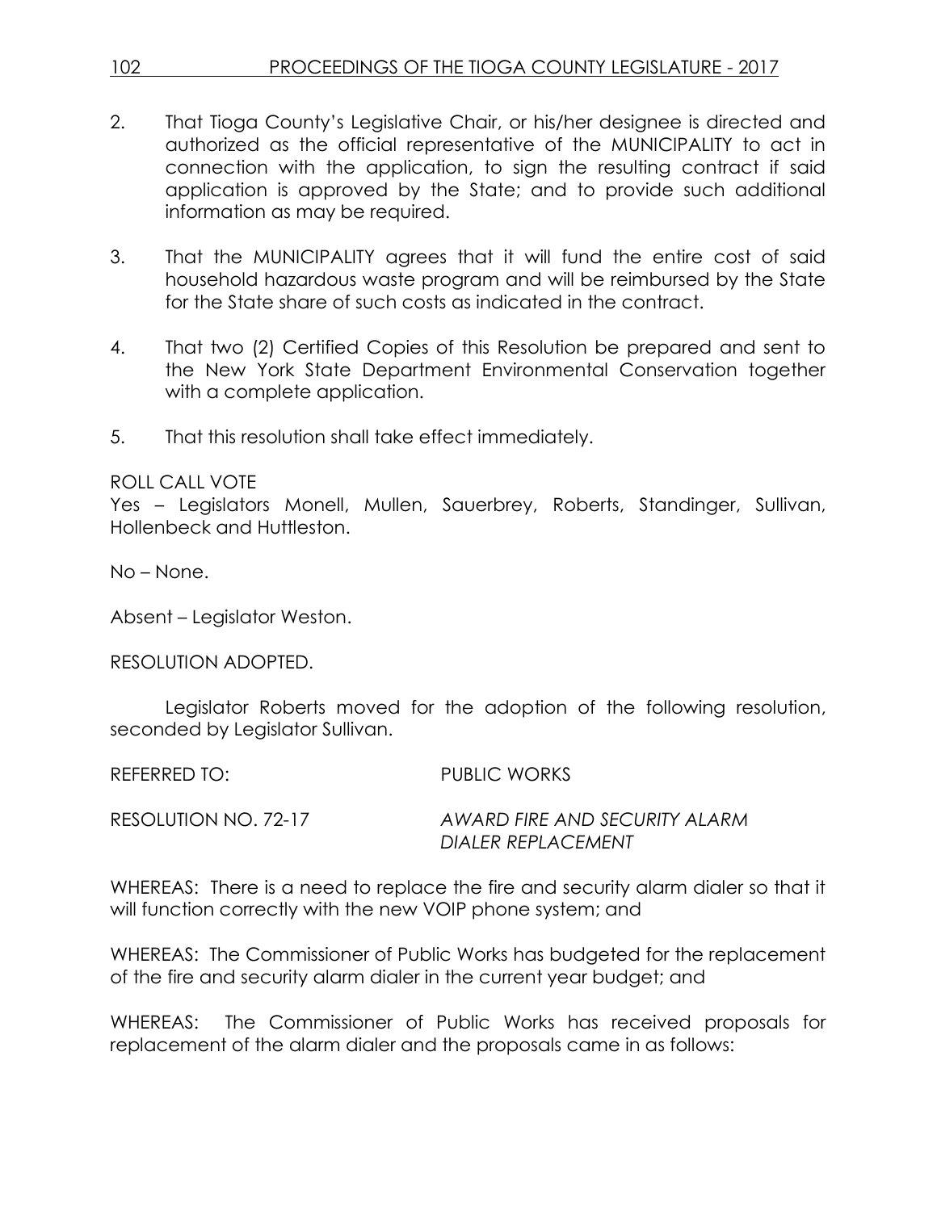2. That Tioga County's Legislative Chair, or his/her designee is directed and authorized as the official representative of the MUNICIPALITY to act in connection with the application, to sign the resulting contract if said application is approved by the State; and to provide such additional information as may be required.

3. That the MUNICIPALITY agrees that it will fund the entire cost of said household hazardous waste program and will be reimbursed by the State for the State share of such costs as indicated in the contract.

4. That two (2) Certified Copies of this Resolution be prepared and sent to the New York State Department Environmental Conservation together with a complete application.

5. That this resolution shall take effect immediately.

ROLL CALL VOTE
Yes – Legislators Monell, Mullen, Sauerbrey, Roberts, Standinger, Sullivan, Hollenbeck and Huttleston.

No – None.

Absent – Legislator Weston.

RESOLUTION ADOPTED.

Legislator Roberts moved for the adoption of the following resolution, seconded by Legislator Sullivan.

REFERRED TO: PUBLIC WORKS

RESOLUTION NO. 72-17 *AWARD FIRE AND SECURITY ALARM DIALER REPLACEMENT*

WHEREAS: There is a need to replace the fire and security alarm dialer so that it will function correctly with the new VOIP phone system; and

WHEREAS: The Commissioner of Public Works has budgeted for the replacement of the fire and security alarm dialer in the current year budget; and

WHEREAS: The Commissioner of Public Works has received proposals for replacement of the alarm dialer and the proposals came in as follows: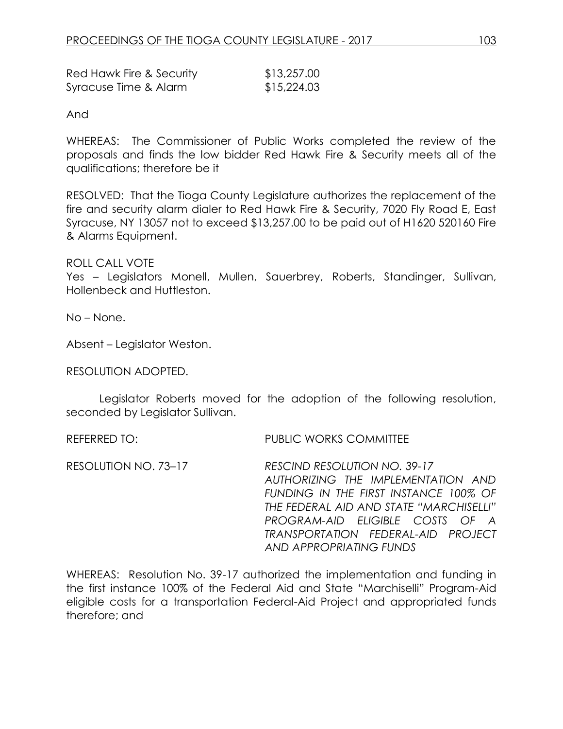| | |
|---|---|
| Red Hawk Fire & Security | $13,257.00 |
| Syracuse Time & Alarm | $15,224.03 |

And

WHEREAS: The Commissioner of Public Works completed the review of the proposals and finds the low bidder Red Hawk Fire & Security meets all of the qualifications; therefore be it

RESOLVED: That the Tioga County Legislature authorizes the replacement of the fire and security alarm dialer to Red Hawk Fire & Security, 7020 Fly Road E, East Syracuse, NY 13057 not to exceed $13,257.00 to be paid out of H1620 520160 Fire & Alarms Equipment.

ROLL CALL VOTE
Yes – Legislators Monell, Mullen, Sauerbrey, Roberts, Standinger, Sullivan, Hollenbeck and Huttleston.

No – None.

Absent – Legislator Weston.

RESOLUTION ADOPTED.

Legislator Roberts moved for the adoption of the following resolution, seconded by Legislator Sullivan.

REFERRED TO: PUBLIC WORKS COMMITTEE

RESOLUTION NO. 73–17 *RESCIND RESOLUTION NO. 39-17 AUTHORIZING THE IMPLEMENTATION AND FUNDING IN THE FIRST INSTANCE 100% OF THE FEDERAL AID AND STATE "MARCHISELLI" PROGRAM-AID ELIGIBLE COSTS OF A TRANSPORTATION FEDERAL-AID PROJECT AND APPROPRIATING FUNDS*

WHEREAS: Resolution No. 39-17 authorized the implementation and funding in the first instance 100% of the Federal Aid and State "Marchiselli" Program-Aid eligible costs for a transportation Federal-Aid Project and appropriated funds therefore; and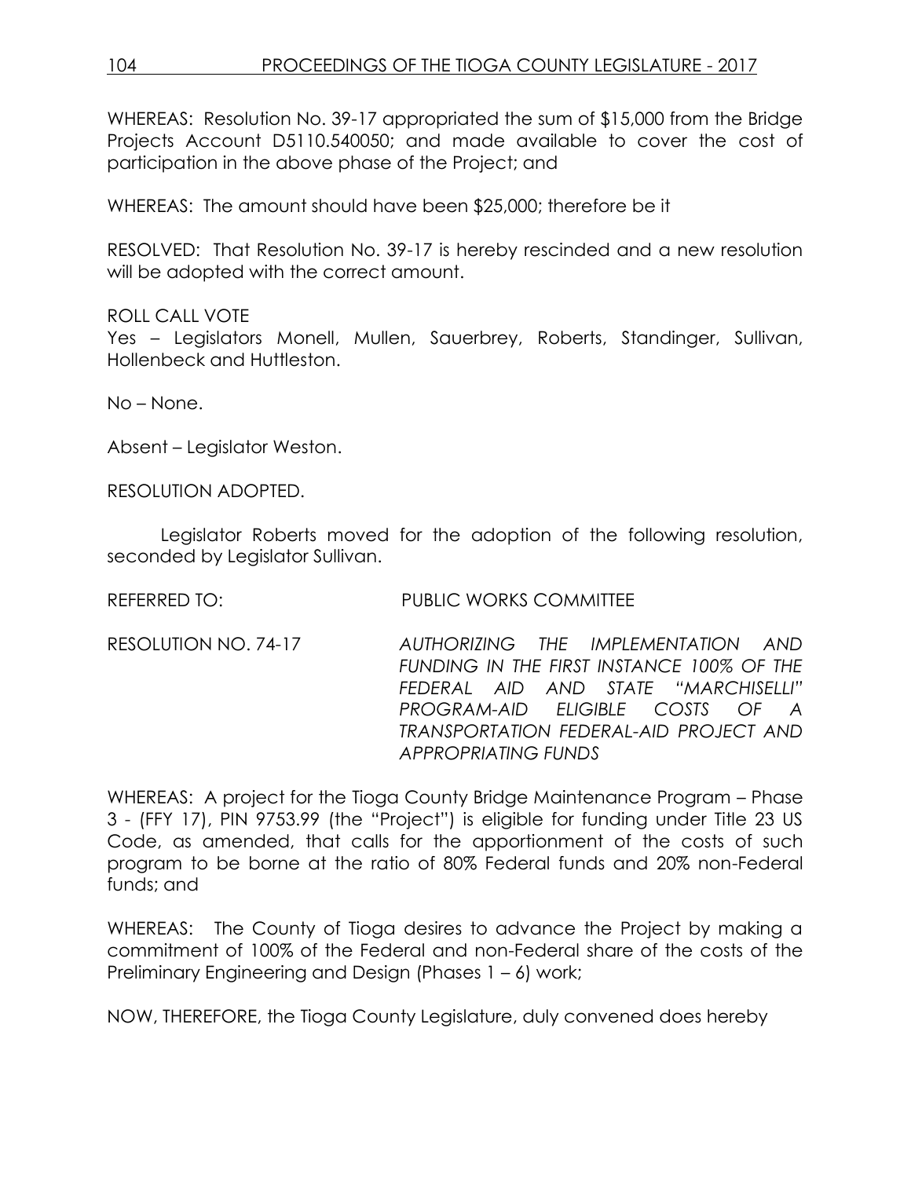WHEREAS: Resolution No. 39-17 appropriated the sum of $15,000 from the Bridge Projects Account D5110.540050; and made available to cover the cost of participation in the above phase of the Project; and

WHEREAS: The amount should have been $25,000; therefore be it

RESOLVED: That Resolution No. 39-17 is hereby rescinded and a new resolution will be adopted with the correct amount.

ROLL CALL VOTE
Yes – Legislators Monell, Mullen, Sauerbrey, Roberts, Standinger, Sullivan, Hollenbeck and Huttleston.

No – None.

Absent – Legislator Weston.

RESOLUTION ADOPTED.

Legislator Roberts moved for the adoption of the following resolution, seconded by Legislator Sullivan.

REFERRED TO: PUBLIC WORKS COMMITTEE

RESOLUTION NO. 74-17 *AUTHORIZING THE IMPLEMENTATION AND FUNDING IN THE FIRST INSTANCE 100% OF THE FEDERAL AID AND STATE "MARCHISELLI" PROGRAM-AID ELIGIBLE COSTS OF A TRANSPORTATION FEDERAL-AID PROJECT AND APPROPRIATING FUNDS*

WHEREAS: A project for the Tioga County Bridge Maintenance Program – Phase 3 - (FFY 17), PIN 9753.99 (the "Project") is eligible for funding under Title 23 US Code, as amended, that calls for the apportionment of the costs of such program to be borne at the ratio of 80% Federal funds and 20% non-Federal funds; and

WHEREAS: The County of Tioga desires to advance the Project by making a commitment of 100% of the Federal and non-Federal share of the costs of the Preliminary Engineering and Design (Phases 1 – 6) work;

NOW, THEREFORE, the Tioga County Legislature, duly convened does hereby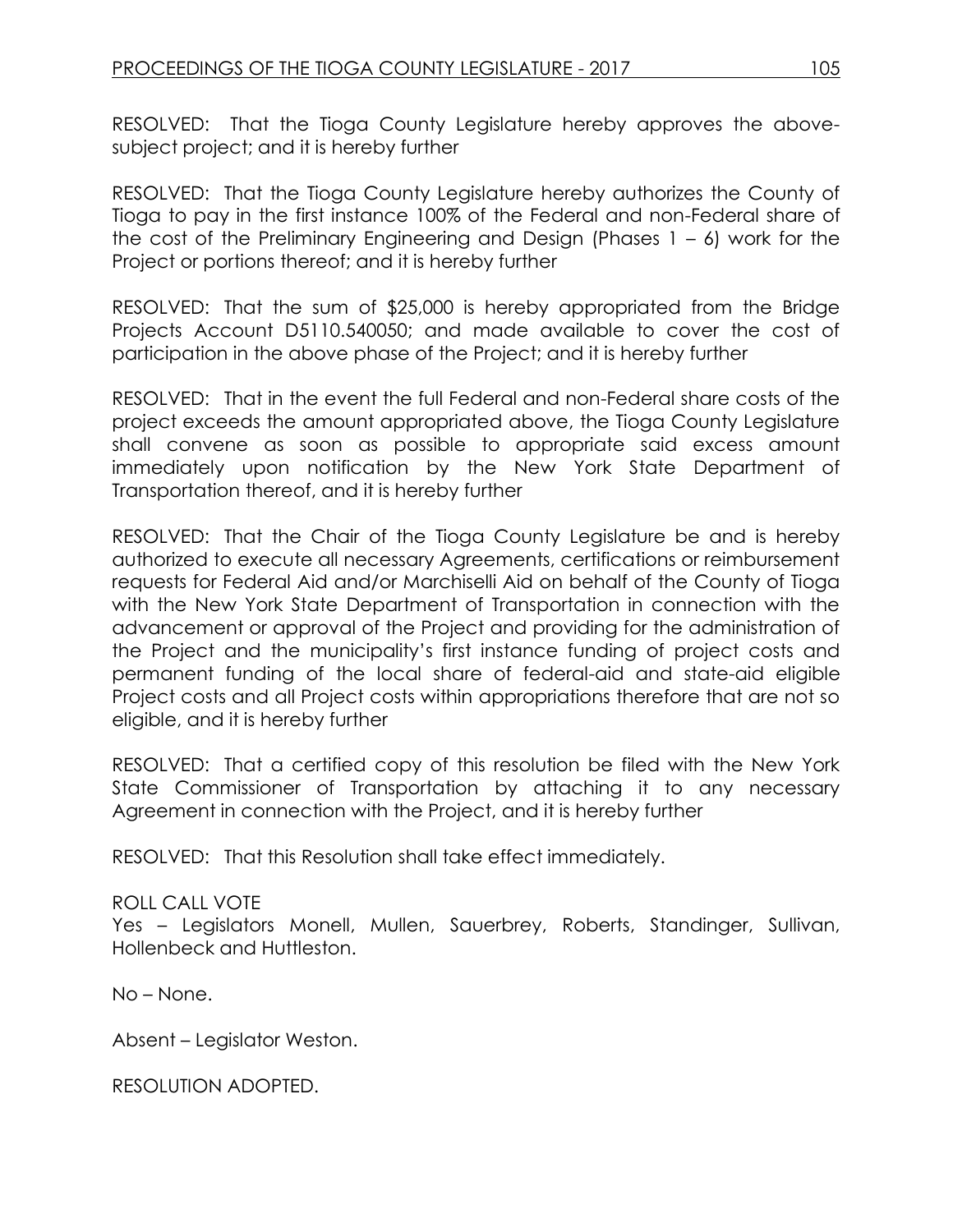RESOLVED: That the Tioga County Legislature hereby approves the above-subject project; and it is hereby further

RESOLVED: That the Tioga County Legislature hereby authorizes the County of Tioga to pay in the first instance 100% of the Federal and non-Federal share of the cost of the Preliminary Engineering and Design (Phases 1 – 6) work for the Project or portions thereof; and it is hereby further

RESOLVED: That the sum of $25,000 is hereby appropriated from the Bridge Projects Account D5110.540050; and made available to cover the cost of participation in the above phase of the Project; and it is hereby further

RESOLVED: That in the event the full Federal and non-Federal share costs of the project exceeds the amount appropriated above, the Tioga County Legislature shall convene as soon as possible to appropriate said excess amount immediately upon notification by the New York State Department of Transportation thereof, and it is hereby further

RESOLVED: That the Chair of the Tioga County Legislature be and is hereby authorized to execute all necessary Agreements, certifications or reimbursement requests for Federal Aid and/or Marchiselli Aid on behalf of the County of Tioga with the New York State Department of Transportation in connection with the advancement or approval of the Project and providing for the administration of the Project and the municipality's first instance funding of project costs and permanent funding of the local share of federal-aid and state-aid eligible Project costs and all Project costs within appropriations therefore that are not so eligible, and it is hereby further

RESOLVED: That a certified copy of this resolution be filed with the New York State Commissioner of Transportation by attaching it to any necessary Agreement in connection with the Project, and it is hereby further

RESOLVED: That this Resolution shall take effect immediately.

ROLL CALL VOTE
Yes – Legislators Monell, Mullen, Sauerbrey, Roberts, Standinger, Sullivan, Hollenbeck and Huttleston.

No – None.

Absent – Legislator Weston.

RESOLUTION ADOPTED.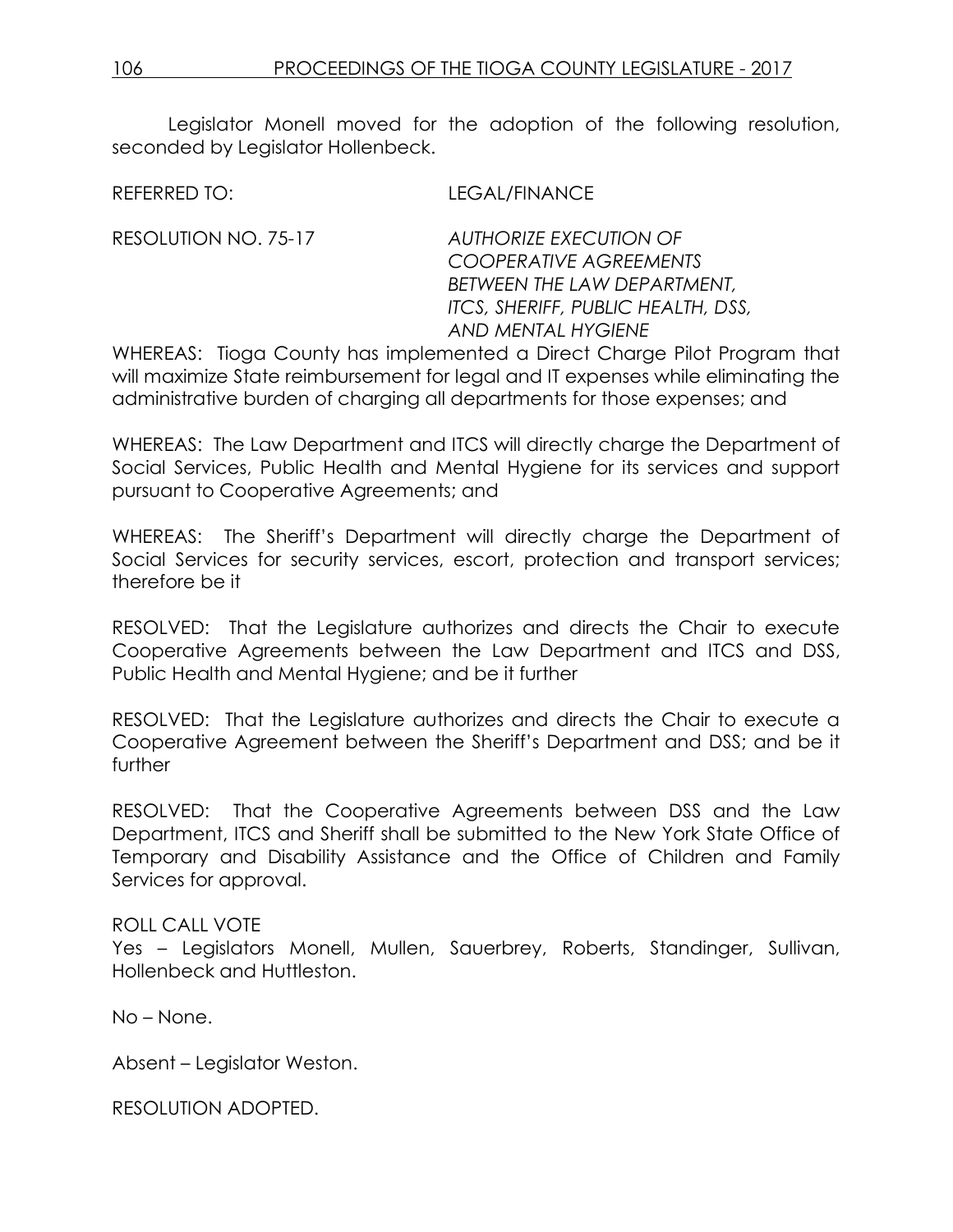Legislator Monell moved for the adoption of the following resolution, seconded by Legislator Hollenbeck.

REFERRED TO: LEGAL/FINANCE

RESOLUTION NO. 75-17 *AUTHORIZE EXECUTION OF COOPERATIVE AGREEMENTS BETWEEN THE LAW DEPARTMENT, ITCS, SHERIFF, PUBLIC HEALTH, DSS, AND MENTAL HYGIENE*

WHEREAS: Tioga County has implemented a Direct Charge Pilot Program that will maximize State reimbursement for legal and IT expenses while eliminating the administrative burden of charging all departments for those expenses; and

WHEREAS: The Law Department and ITCS will directly charge the Department of Social Services, Public Health and Mental Hygiene for its services and support pursuant to Cooperative Agreements; and

WHEREAS: The Sheriff's Department will directly charge the Department of Social Services for security services, escort, protection and transport services; therefore be it

RESOLVED: That the Legislature authorizes and directs the Chair to execute Cooperative Agreements between the Law Department and ITCS and DSS, Public Health and Mental Hygiene; and be it further

RESOLVED: That the Legislature authorizes and directs the Chair to execute a Cooperative Agreement between the Sheriff's Department and DSS; and be it further

RESOLVED: That the Cooperative Agreements between DSS and the Law Department, ITCS and Sheriff shall be submitted to the New York State Office of Temporary and Disability Assistance and the Office of Children and Family Services for approval.

ROLL CALL VOTE
Yes – Legislators Monell, Mullen, Sauerbrey, Roberts, Standinger, Sullivan, Hollenbeck and Huttleston.

No – None.

Absent – Legislator Weston.

RESOLUTION ADOPTED.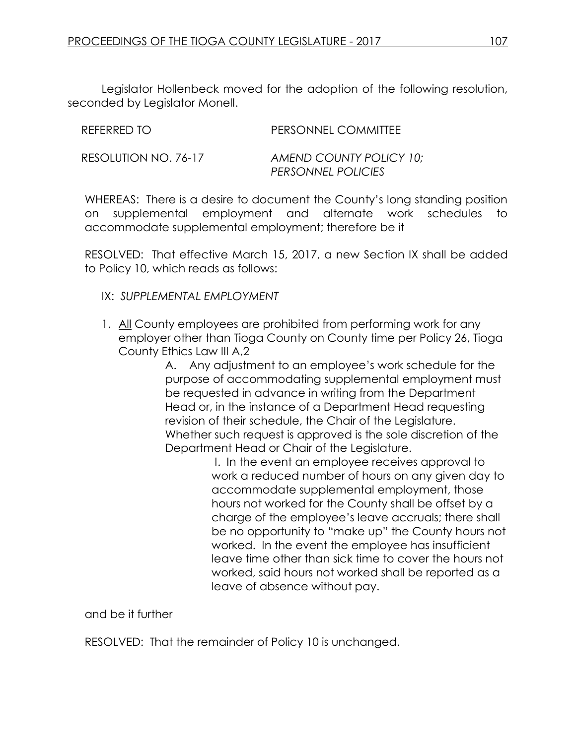Legislator Hollenbeck moved for the adoption of the following resolution, seconded by Legislator Monell.

REFERRED TO PERSONNEL COMMITTEE

RESOLUTION NO. 76-17 *AMEND COUNTY POLICY 10; PERSONNEL POLICIES*

WHEREAS: There is a desire to document the County's long standing position on supplemental employment and alternate work schedules to accommodate supplemental employment; therefore be it

RESOLVED: That effective March 15, 2017, a new Section IX shall be added to Policy 10, which reads as follows:

IX: *SUPPLEMENTAL EMPLOYMENT*

1. <u>All</u> County employees are prohibited from performing work for any employer other than Tioga County on County time per Policy 26, Tioga County Ethics Law III A,2

   A. Any adjustment to an employee's work schedule for the purpose of accommodating supplemental employment must be requested in advance in writing from the Department Head or, in the instance of a Department Head requesting revision of their schedule, the Chair of the Legislature. Whether such request is approved is the sole discretion of the Department Head or Chair of the Legislature.

   I. In the event an employee receives approval to work a reduced number of hours on any given day to accommodate supplemental employment, those hours not worked for the County shall be offset by a charge of the employee's leave accruals; there shall be no opportunity to "make up" the County hours not worked. In the event the employee has insufficient leave time other than sick time to cover the hours not worked, said hours not worked shall be reported as a leave of absence without pay.

and be it further

RESOLVED: That the remainder of Policy 10 is unchanged.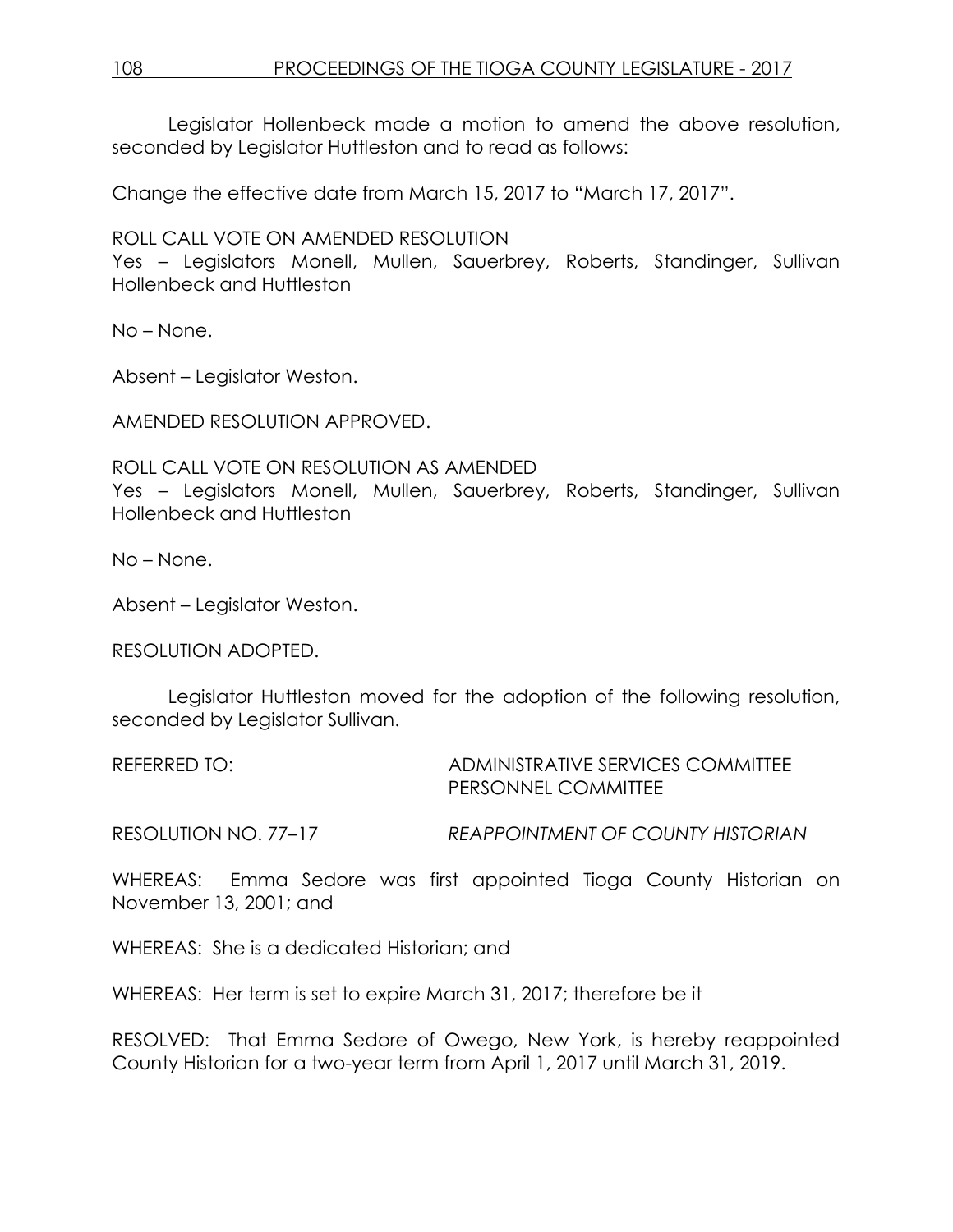Legislator Hollenbeck made a motion to amend the above resolution, seconded by Legislator Huttleston and to read as follows:

Change the effective date from March 15, 2017 to "March 17, 2017".

ROLL CALL VOTE ON AMENDED RESOLUTION
Yes – Legislators Monell, Mullen, Sauerbrey, Roberts, Standinger, Sullivan Hollenbeck and Huttleston

No – None.

Absent – Legislator Weston.

AMENDED RESOLUTION APPROVED.

ROLL CALL VOTE ON RESOLUTION AS AMENDED
Yes – Legislators Monell, Mullen, Sauerbrey, Roberts, Standinger, Sullivan Hollenbeck and Huttleston

No – None.

Absent – Legislator Weston.

RESOLUTION ADOPTED.

Legislator Huttleston moved for the adoption of the following resolution, seconded by Legislator Sullivan.

REFERRED TO: ADMINISTRATIVE SERVICES COMMITTEE
PERSONNEL COMMITTEE

RESOLUTION NO. 77–17 *REAPPOINTMENT OF COUNTY HISTORIAN*

WHEREAS: Emma Sedore was first appointed Tioga County Historian on November 13, 2001; and

WHEREAS: She is a dedicated Historian; and

WHEREAS: Her term is set to expire March 31, 2017; therefore be it

RESOLVED: That Emma Sedore of Owego, New York, is hereby reappointed County Historian for a two-year term from April 1, 2017 until March 31, 2019.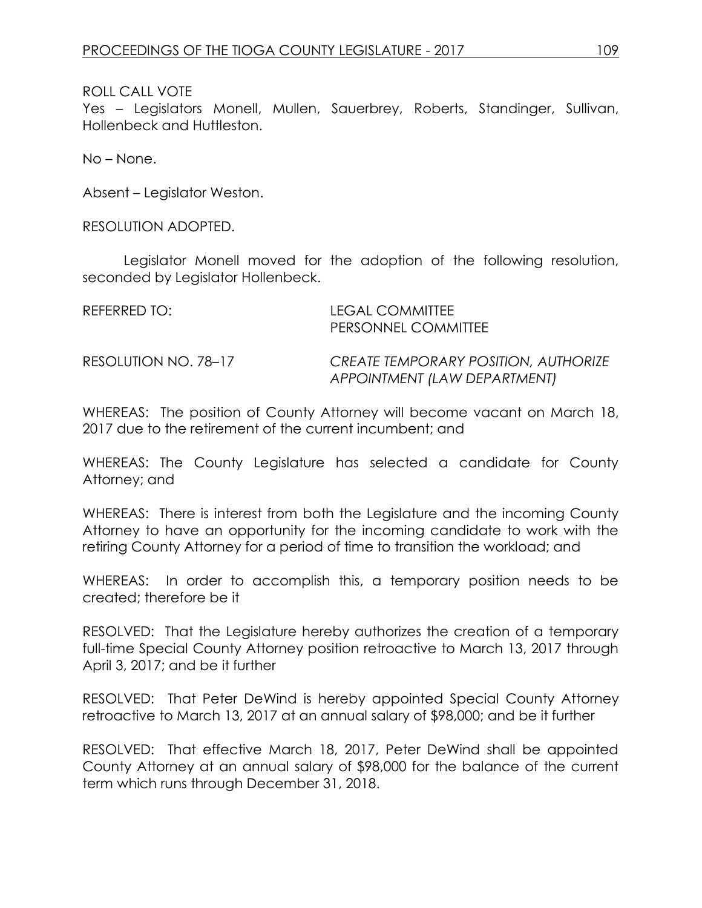ROLL CALL VOTE
Yes – Legislators Monell, Mullen, Sauerbrey, Roberts, Standinger, Sullivan, Hollenbeck and Huttleston.

No – None.

Absent – Legislator Weston.

RESOLUTION ADOPTED.

Legislator Monell moved for the adoption of the following resolution, seconded by Legislator Hollenbeck.

REFERRED TO: LEGAL COMMITTEE
PERSONNEL COMMITTEE

RESOLUTION NO. 78–17 *CREATE TEMPORARY POSITION, AUTHORIZE APPOINTMENT (LAW DEPARTMENT)*

WHEREAS: The position of County Attorney will become vacant on March 18, 2017 due to the retirement of the current incumbent; and

WHEREAS: The County Legislature has selected a candidate for County Attorney; and

WHEREAS: There is interest from both the Legislature and the incoming County Attorney to have an opportunity for the incoming candidate to work with the retiring County Attorney for a period of time to transition the workload; and

WHEREAS: In order to accomplish this, a temporary position needs to be created; therefore be it

RESOLVED: That the Legislature hereby authorizes the creation of a temporary full-time Special County Attorney position retroactive to March 13, 2017 through April 3, 2017; and be it further

RESOLVED: That Peter DeWind is hereby appointed Special County Attorney retroactive to March 13, 2017 at an annual salary of $98,000; and be it further

RESOLVED: That effective March 18, 2017, Peter DeWind shall be appointed County Attorney at an annual salary of $98,000 for the balance of the current term which runs through December 31, 2018.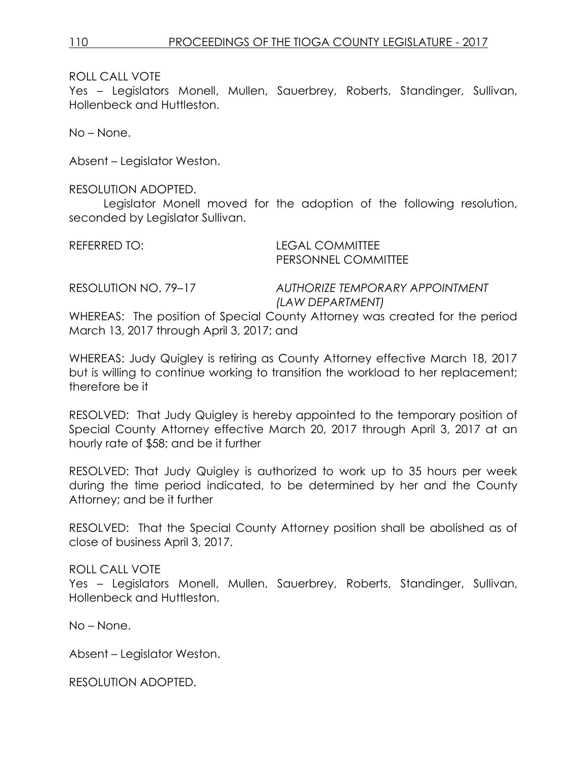ROLL CALL VOTE
Yes – Legislators Monell, Mullen, Sauerbrey, Roberts, Standinger, Sullivan, Hollenbeck and Huttleston.

No – None.

Absent – Legislator Weston.

RESOLUTION ADOPTED.

Legislator Monell moved for the adoption of the following resolution, seconded by Legislator Sullivan.

REFERRED TO: LEGAL COMMITTEE
PERSONNEL COMMITTEE

RESOLUTION NO. 79–17 *AUTHORIZE TEMPORARY APPOINTMENT (LAW DEPARTMENT)*

WHEREAS: The position of Special County Attorney was created for the period March 13, 2017 through April 3, 2017; and

WHEREAS: Judy Quigley is retiring as County Attorney effective March 18, 2017 but is willing to continue working to transition the workload to her replacement; therefore be it

RESOLVED: That Judy Quigley is hereby appointed to the temporary position of Special County Attorney effective March 20, 2017 through April 3, 2017 at an hourly rate of $58; and be it further

RESOLVED: That Judy Quigley is authorized to work up to 35 hours per week during the time period indicated, to be determined by her and the County Attorney; and be it further

RESOLVED: That the Special County Attorney position shall be abolished as of close of business April 3, 2017.

ROLL CALL VOTE
Yes – Legislators Monell, Mullen, Sauerbrey, Roberts, Standinger, Sullivan, Hollenbeck and Huttleston.

No – None.

Absent – Legislator Weston.

RESOLUTION ADOPTED.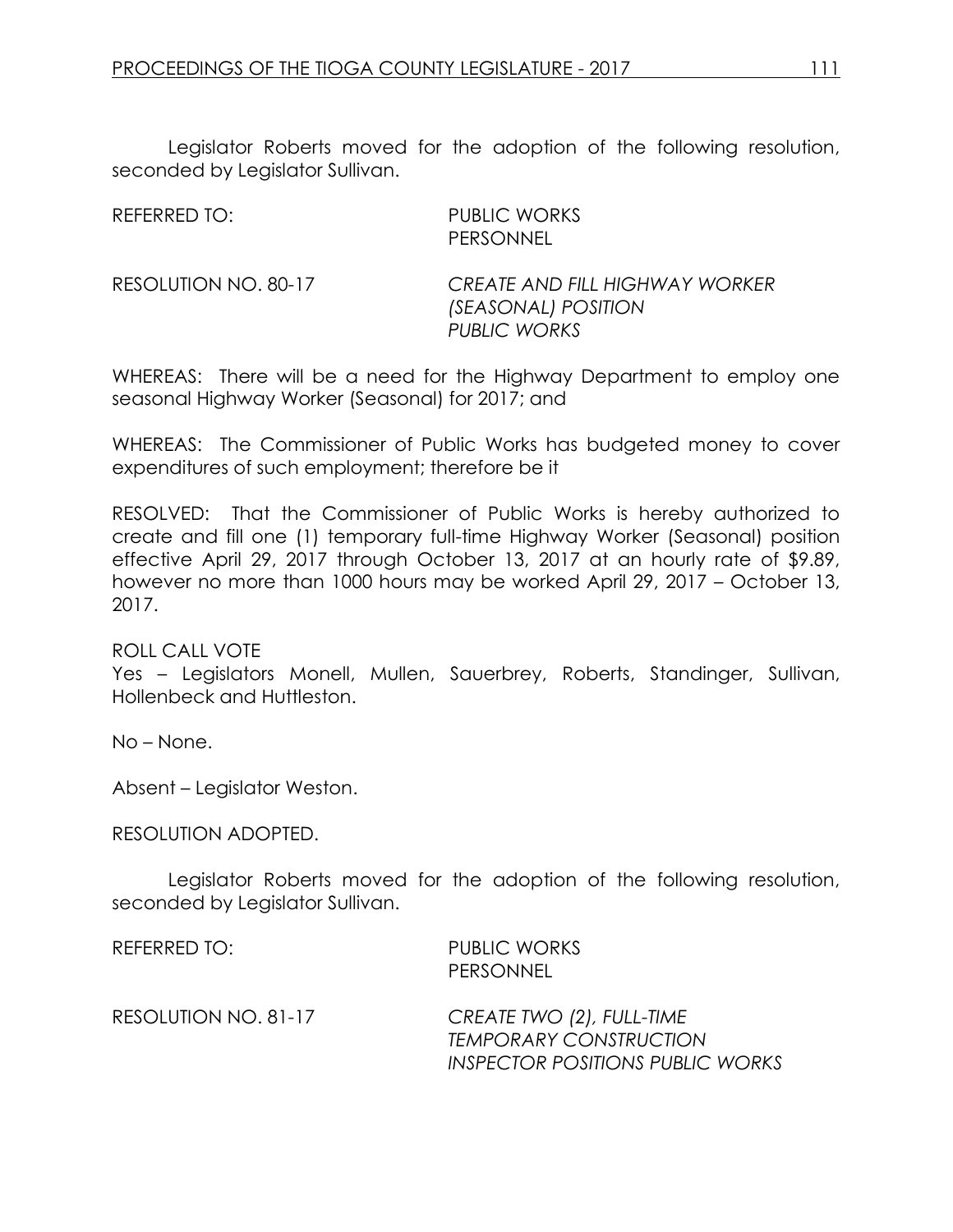Legislator Roberts moved for the adoption of the following resolution, seconded by Legislator Sullivan.

REFERRED TO: PUBLIC WORKS
PERSONNEL

RESOLUTION NO. 80-17 *CREATE AND FILL HIGHWAY WORKER (SEASONAL) POSITION PUBLIC WORKS*

WHEREAS: There will be a need for the Highway Department to employ one seasonal Highway Worker (Seasonal) for 2017; and

WHEREAS: The Commissioner of Public Works has budgeted money to cover expenditures of such employment; therefore be it

RESOLVED: That the Commissioner of Public Works is hereby authorized to create and fill one (1) temporary full-time Highway Worker (Seasonal) position effective April 29, 2017 through October 13, 2017 at an hourly rate of $9.89, however no more than 1000 hours may be worked April 29, 2017 – October 13, 2017.

ROLL CALL VOTE
Yes – Legislators Monell, Mullen, Sauerbrey, Roberts, Standinger, Sullivan, Hollenbeck and Huttleston.

No – None.

Absent – Legislator Weston.

RESOLUTION ADOPTED.

Legislator Roberts moved for the adoption of the following resolution, seconded by Legislator Sullivan.

REFERRED TO: PUBLIC WORKS
PERSONNEL

RESOLUTION NO. 81-17 *CREATE TWO (2), FULL-TIME TEMPORARY CONSTRUCTION INSPECTOR POSITIONS PUBLIC WORKS*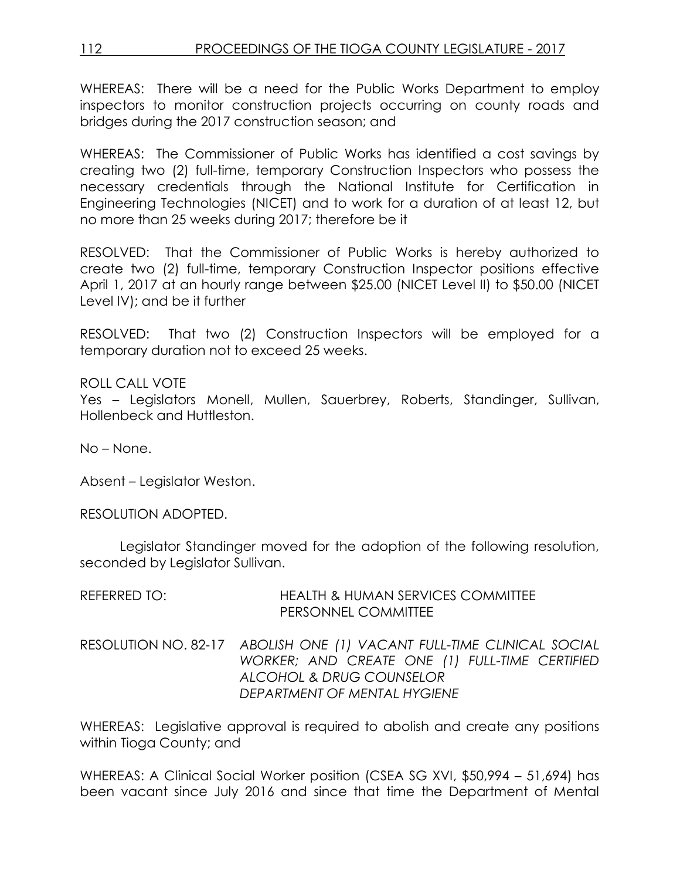WHEREAS: There will be a need for the Public Works Department to employ inspectors to monitor construction projects occurring on county roads and bridges during the 2017 construction season; and

WHEREAS: The Commissioner of Public Works has identified a cost savings by creating two (2) full-time, temporary Construction Inspectors who possess the necessary credentials through the National Institute for Certification in Engineering Technologies (NICET) and to work for a duration of at least 12, but no more than 25 weeks during 2017; therefore be it

RESOLVED: That the Commissioner of Public Works is hereby authorized to create two (2) full-time, temporary Construction Inspector positions effective April 1, 2017 at an hourly range between $25.00 (NICET Level II) to $50.00 (NICET Level IV); and be it further

RESOLVED: That two (2) Construction Inspectors will be employed for a temporary duration not to exceed 25 weeks.

ROLL CALL VOTE
Yes – Legislators Monell, Mullen, Sauerbrey, Roberts, Standinger, Sullivan, Hollenbeck and Huttleston.

No – None.

Absent – Legislator Weston.

RESOLUTION ADOPTED.

Legislator Standinger moved for the adoption of the following resolution, seconded by Legislator Sullivan.

REFERRED TO: HEALTH & HUMAN SERVICES COMMITTEE
PERSONNEL COMMITTEE

RESOLUTION NO. 82-17 *ABOLISH ONE (1) VACANT FULL-TIME CLINICAL SOCIAL WORKER; AND CREATE ONE (1) FULL-TIME CERTIFIED ALCOHOL & DRUG COUNSELOR*
*DEPARTMENT OF MENTAL HYGIENE*

WHEREAS: Legislative approval is required to abolish and create any positions within Tioga County; and

WHEREAS: A Clinical Social Worker position (CSEA SG XVI, $50,994 – 51,694) has been vacant since July 2016 and since that time the Department of Mental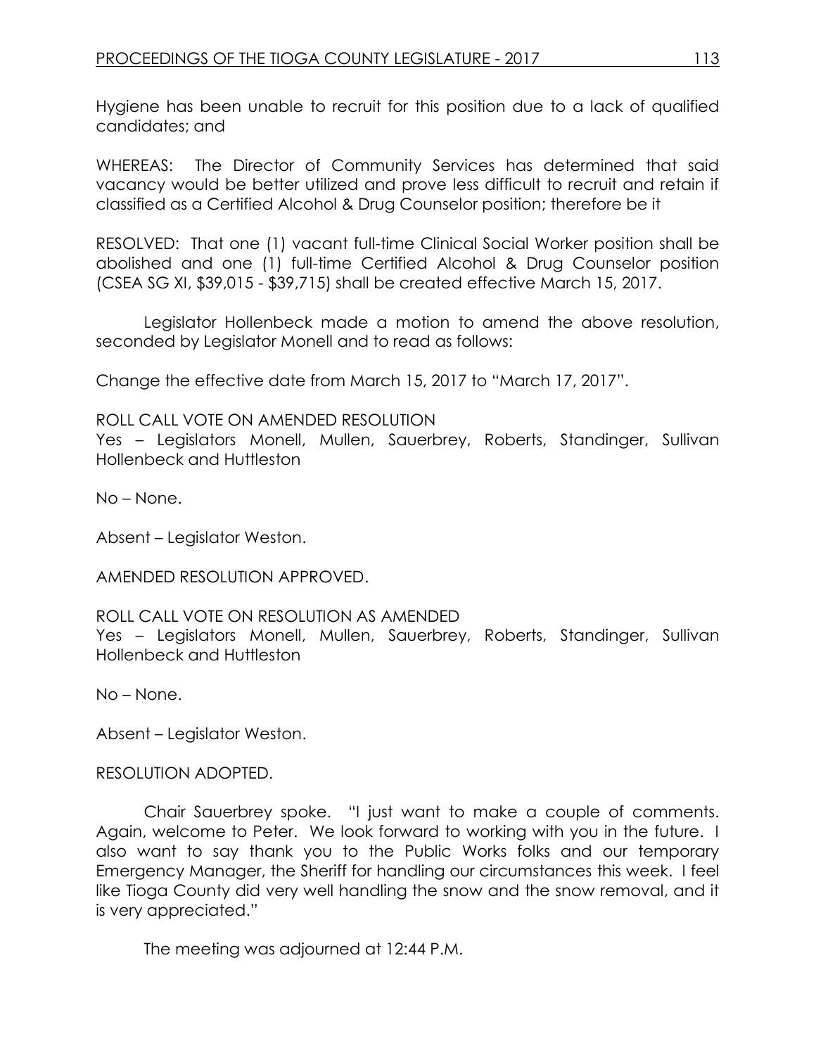Hygiene has been unable to recruit for this position due to a lack of qualified candidates; and

WHEREAS: The Director of Community Services has determined that said vacancy would be better utilized and prove less difficult to recruit and retain if classified as a Certified Alcohol & Drug Counselor position; therefore be it

RESOLVED: That one (1) vacant full-time Clinical Social Worker position shall be abolished and one (1) full-time Certified Alcohol & Drug Counselor position (CSEA SG XI, $39,015 - $39,715) shall be created effective March 15, 2017.

Legislator Hollenbeck made a motion to amend the above resolution, seconded by Legislator Monell and to read as follows:

Change the effective date from March 15, 2017 to "March 17, 2017".

ROLL CALL VOTE ON AMENDED RESOLUTION
Yes – Legislators Monell, Mullen, Sauerbrey, Roberts, Standinger, Sullivan Hollenbeck and Huttleston

No – None.

Absent – Legislator Weston.

AMENDED RESOLUTION APPROVED.

ROLL CALL VOTE ON RESOLUTION AS AMENDED
Yes – Legislators Monell, Mullen, Sauerbrey, Roberts, Standinger, Sullivan Hollenbeck and Huttleston

No – None.

Absent – Legislator Weston.

RESOLUTION ADOPTED.

Chair Sauerbrey spoke. "I just want to make a couple of comments. Again, welcome to Peter. We look forward to working with you in the future. I also want to say thank you to the Public Works folks and our temporary Emergency Manager, the Sheriff for handling our circumstances this week. I feel like Tioga County did very well handling the snow and the snow removal, and it is very appreciated."

The meeting was adjourned at 12:44 P.M.